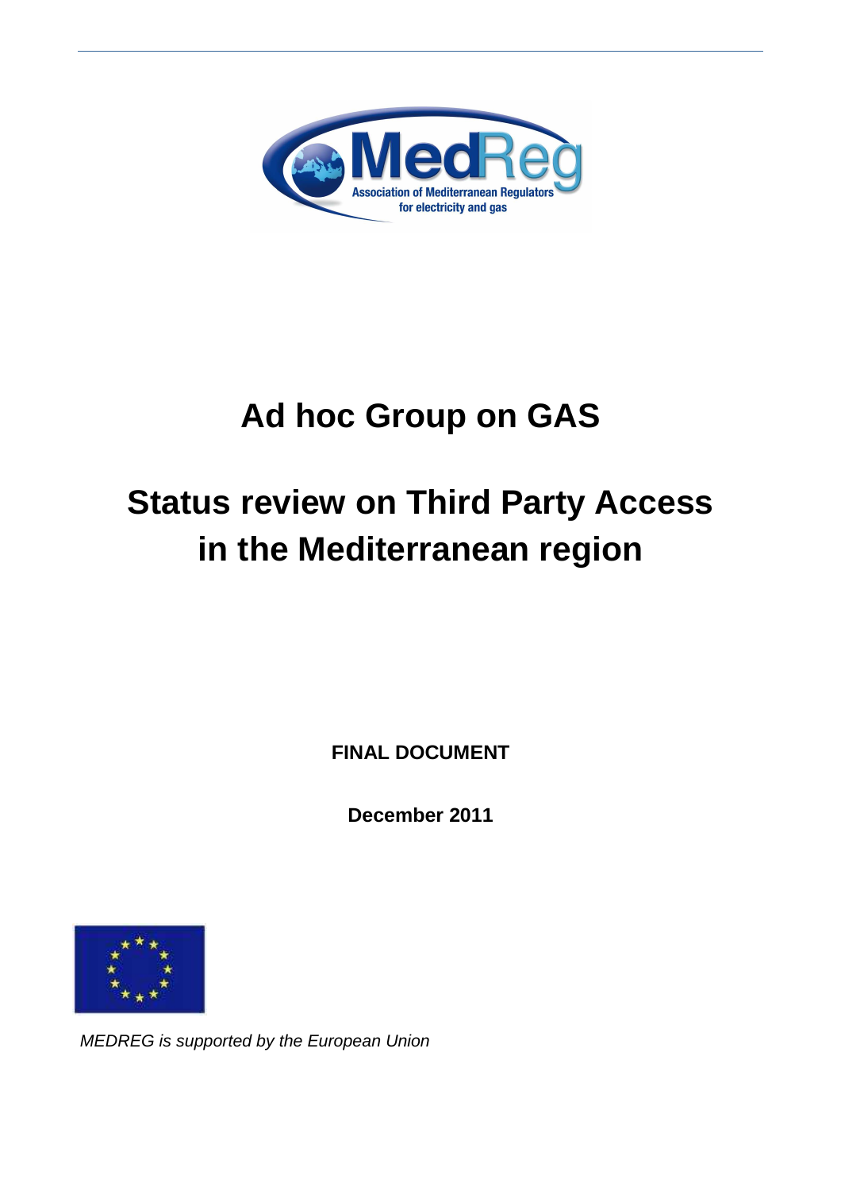# Ad hoc Group on GAS

# Status review on Third Party Access in the Mediterranean region

**FINAL DOCUMENT**

**December 2011**

*MEDREG is supported by the European Union*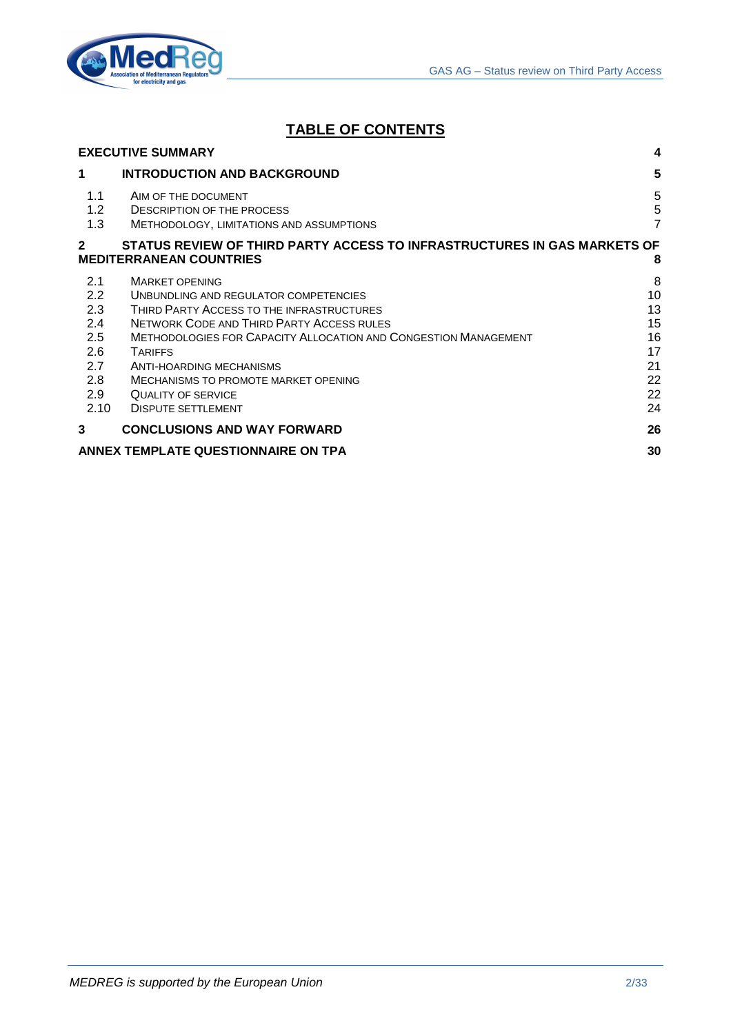# TABLE OF CONTENTS

| | | |
|---|---|---|
| **EXECUTIVE SUMMARY** | | **4** |
| **1** | **INTRODUCTION AND BACKGROUND** | **5** |
| 1.1 | AIM OF THE DOCUMENT | 5 |
| 1.2 | DESCRIPTION OF THE PROCESS | 5 |
| 1.3 | METHODOLOGY, LIMITATIONS AND ASSUMPTIONS | 7 |
| **2** | **STATUS REVIEW OF THIRD PARTY ACCESS TO INFRASTRUCTURES IN GAS MARKETS OF MEDITERRANEAN COUNTRIES** | **8** |
| 2.1 | MARKET OPENING | 8 |
| 2.2 | UNBUNDLING AND REGULATOR COMPETENCIES | 10 |
| 2.3 | THIRD PARTY ACCESS TO THE INFRASTRUCTURES | 13 |
| 2.4 | NETWORK CODE AND THIRD PARTY ACCESS RULES | 15 |
| 2.5 | METHODOLOGIES FOR CAPACITY ALLOCATION AND CONGESTION MANAGEMENT | 16 |
| 2.6 | TARIFFS | 17 |
| 2.7 | ANTI-HOARDING MECHANISMS | 21 |
| 2.8 | MECHANISMS TO PROMOTE MARKET OPENING | 22 |
| 2.9 | QUALITY OF SERVICE | 22 |
| 2.10 | DISPUTE SETTLEMENT | 24 |
| **3** | **CONCLUSIONS AND WAY FORWARD** | **26** |
| **ANNEX TEMPLATE QUESTIONNAIRE ON TPA** | | **30** |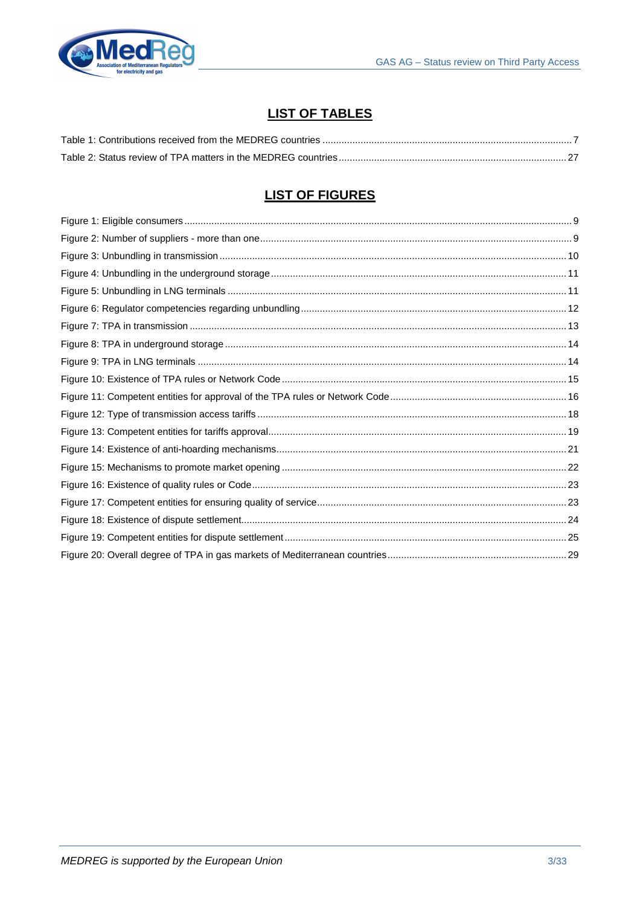## LIST OF TABLES

Table 1: Contributions received from the MEDREG countries ........................................ 7

Table 2: Status review of TPA matters in the MEDREG countries ........................................ 27

## LIST OF FIGURES

Figure 1: Eligible consumers ........................................ 9

Figure 2: Number of suppliers - more than one ........................................ 9

Figure 3: Unbundling in transmission ........................................ 10

Figure 4: Unbundling in the underground storage ........................................ 11

Figure 5: Unbundling in LNG terminals ........................................ 11

Figure 6: Regulator competencies regarding unbundling ........................................ 12

Figure 7: TPA in transmission ........................................ 13

Figure 8: TPA in underground storage ........................................ 14

Figure 9: TPA in LNG terminals ........................................ 14

Figure 10: Existence of TPA rules or Network Code ........................................ 15

Figure 11: Competent entities for approval of the TPA rules or Network Code ........................................ 16

Figure 12: Type of transmission access tariffs ........................................ 18

Figure 13: Competent entities for tariffs approval ........................................ 19

Figure 14: Existence of anti-hoarding mechanisms ........................................ 21

Figure 15: Mechanisms to promote market opening ........................................ 22

Figure 16: Existence of quality rules or Code ........................................ 23

Figure 17: Competent entities for ensuring quality of service ........................................ 23

Figure 18: Existence of dispute settlement ........................................ 24

Figure 19: Competent entities for dispute settlement ........................................ 25

Figure 20: Overall degree of TPA in gas markets of Mediterranean countries ........................................ 29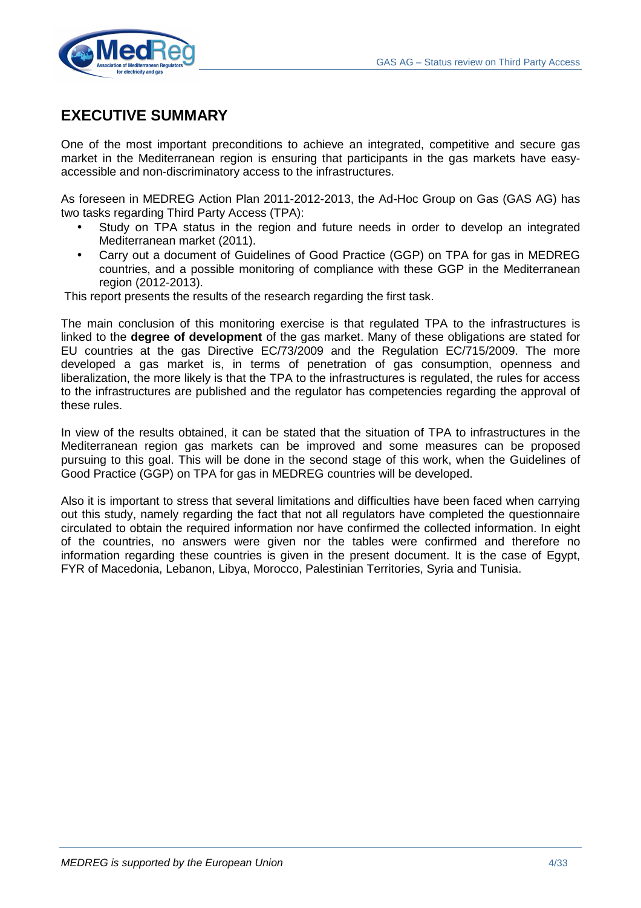## EXECUTIVE SUMMARY

One of the most important preconditions to achieve an integrated, competitive and secure gas market in the Mediterranean region is ensuring that participants in the gas markets have easy-accessible and non-discriminatory access to the infrastructures.

As foreseen in MEDREG Action Plan 2011-2012-2013, the Ad-Hoc Group on Gas (GAS AG) has two tasks regarding Third Party Access (TPA):

- Study on TPA status in the region and future needs in order to develop an integrated Mediterranean market (2011).
- Carry out a document of Guidelines of Good Practice (GGP) on TPA for gas in MEDREG countries, and a possible monitoring of compliance with these GGP in the Mediterranean region (2012-2013).

This report presents the results of the research regarding the first task.

The main conclusion of this monitoring exercise is that regulated TPA to the infrastructures is linked to the **degree of development** of the gas market. Many of these obligations are stated for EU countries at the gas Directive EC/73/2009 and the Regulation EC/715/2009. The more developed a gas market is, in terms of penetration of gas consumption, openness and liberalization, the more likely is that the TPA to the infrastructures is regulated, the rules for access to the infrastructures are published and the regulator has competencies regarding the approval of these rules.

In view of the results obtained, it can be stated that the situation of TPA to infrastructures in the Mediterranean region gas markets can be improved and some measures can be proposed pursuing to this goal. This will be done in the second stage of this work, when the Guidelines of Good Practice (GGP) on TPA for gas in MEDREG countries will be developed.

Also it is important to stress that several limitations and difficulties have been faced when carrying out this study, namely regarding the fact that not all regulators have completed the questionnaire circulated to obtain the required information nor have confirmed the collected information. In eight of the countries, no answers were given nor the tables were confirmed and therefore no information regarding these countries is given in the present document. It is the case of Egypt, FYR of Macedonia, Lebanon, Libya, Morocco, Palestinian Territories, Syria and Tunisia.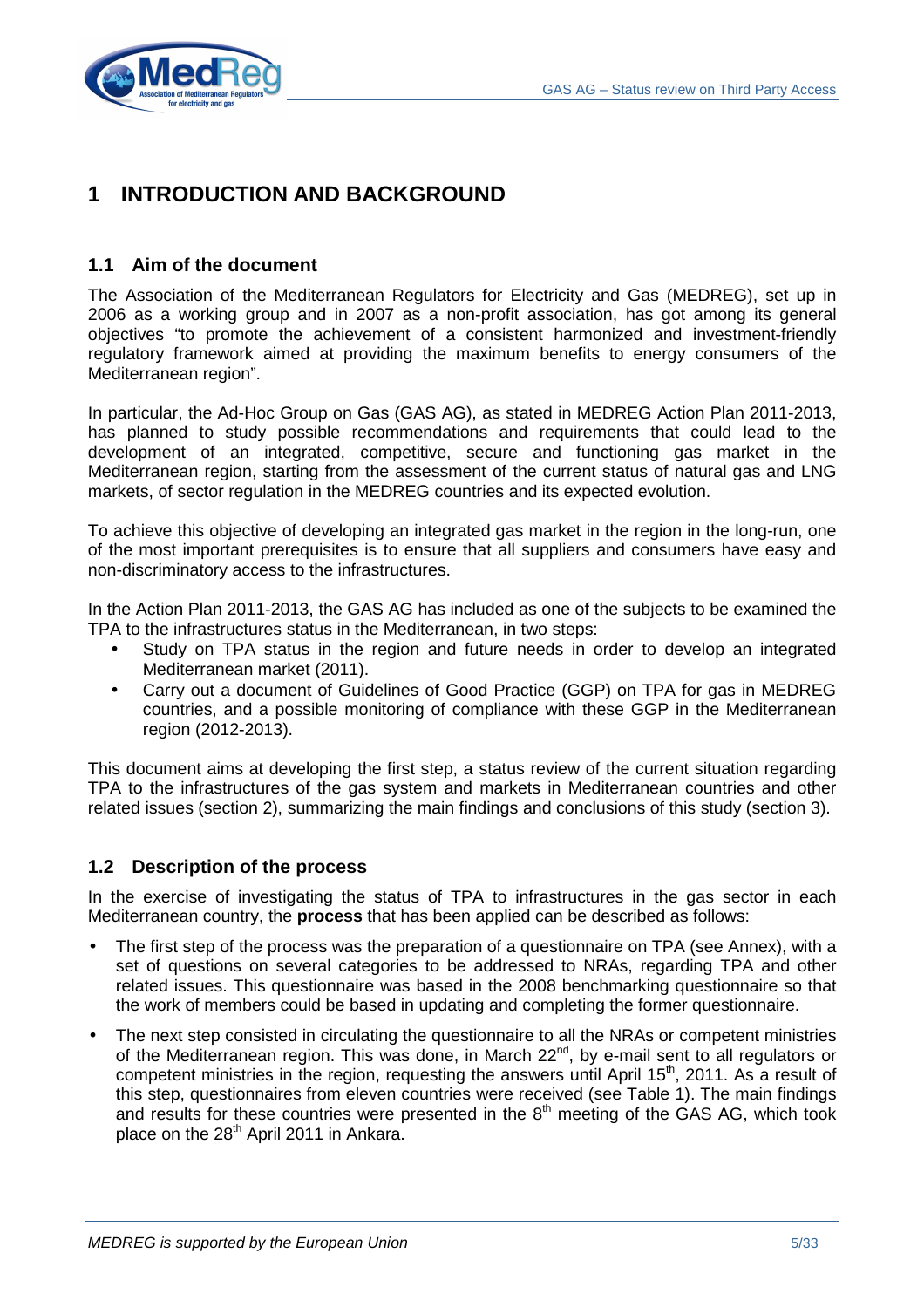# 1 INTRODUCTION AND BACKGROUND

## 1.1 Aim of the document

The Association of the Mediterranean Regulators for Electricity and Gas (MEDREG), set up in 2006 as a working group and in 2007 as a non-profit association, has got among its general objectives "to promote the achievement of a consistent harmonized and investment-friendly regulatory framework aimed at providing the maximum benefits to energy consumers of the Mediterranean region".

In particular, the Ad-Hoc Group on Gas (GAS AG), as stated in MEDREG Action Plan 2011-2013, has planned to study possible recommendations and requirements that could lead to the development of an integrated, competitive, secure and functioning gas market in the Mediterranean region, starting from the assessment of the current status of natural gas and LNG markets, of sector regulation in the MEDREG countries and its expected evolution.

To achieve this objective of developing an integrated gas market in the region in the long-run, one of the most important prerequisites is to ensure that all suppliers and consumers have easy and non-discriminatory access to the infrastructures.

In the Action Plan 2011-2013, the GAS AG has included as one of the subjects to be examined the TPA to the infrastructures status in the Mediterranean, in two steps:

- Study on TPA status in the region and future needs in order to develop an integrated Mediterranean market (2011).
- Carry out a document of Guidelines of Good Practice (GGP) on TPA for gas in MEDREG countries, and a possible monitoring of compliance with these GGP in the Mediterranean region (2012-2013).

This document aims at developing the first step, a status review of the current situation regarding TPA to the infrastructures of the gas system and markets in Mediterranean countries and other related issues (section 2), summarizing the main findings and conclusions of this study (section 3).

## 1.2 Description of the process

In the exercise of investigating the status of TPA to infrastructures in the gas sector in each Mediterranean country, the **process** that has been applied can be described as follows:

- The first step of the process was the preparation of a questionnaire on TPA (see Annex), with a set of questions on several categories to be addressed to NRAs, regarding TPA and other related issues. This questionnaire was based in the 2008 benchmarking questionnaire so that the work of members could be based in updating and completing the former questionnaire.
- The next step consisted in circulating the questionnaire to all the NRAs or competent ministries of the Mediterranean region. This was done, in March 22nd, by e-mail sent to all regulators or competent ministries in the region, requesting the answers until April 15th, 2011. As a result of this step, questionnaires from eleven countries were received (see Table 1). The main findings and results for these countries were presented in the 8th meeting of the GAS AG, which took place on the 28th April 2011 in Ankara.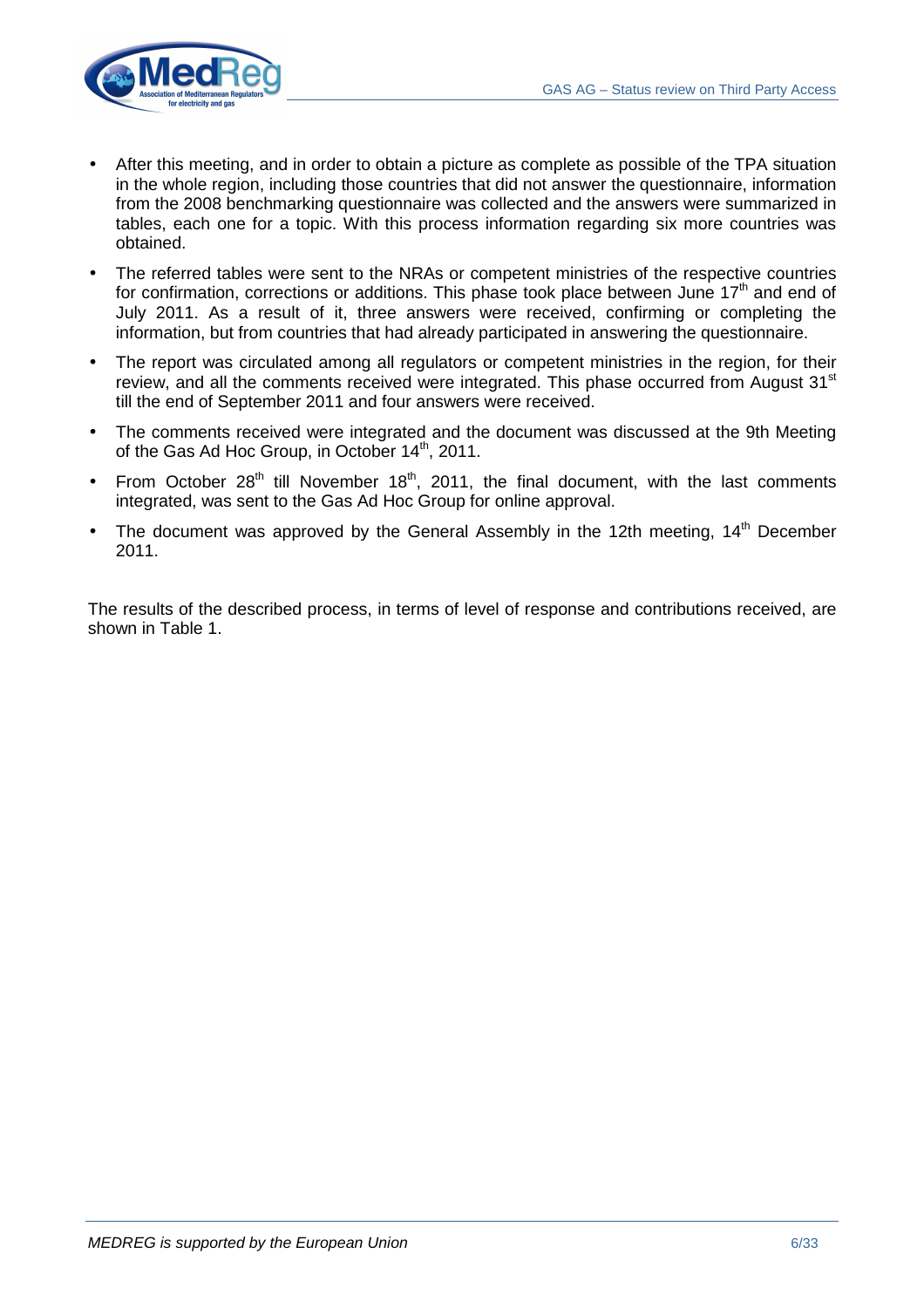- After this meeting, and in order to obtain a picture as complete as possible of the TPA situation in the whole region, including those countries that did not answer the questionnaire, information from the 2008 benchmarking questionnaire was collected and the answers were summarized in tables, each one for a topic. With this process information regarding six more countries was obtained.
- The referred tables were sent to the NRAs or competent ministries of the respective countries for confirmation, corrections or additions. This phase took place between June 17th and end of July 2011. As a result of it, three answers were received, confirming or completing the information, but from countries that had already participated in answering the questionnaire.
- The report was circulated among all regulators or competent ministries in the region, for their review, and all the comments received were integrated. This phase occurred from August 31st till the end of September 2011 and four answers were received.
- The comments received were integrated and the document was discussed at the 9th Meeting of the Gas Ad Hoc Group, in October 14th, 2011.
- From October 28th till November 18th, 2011, the final document, with the last comments integrated, was sent to the Gas Ad Hoc Group for online approval.
- The document was approved by the General Assembly in the 12th meeting, 14th December 2011.

The results of the described process, in terms of level of response and contributions received, are shown in Table 1.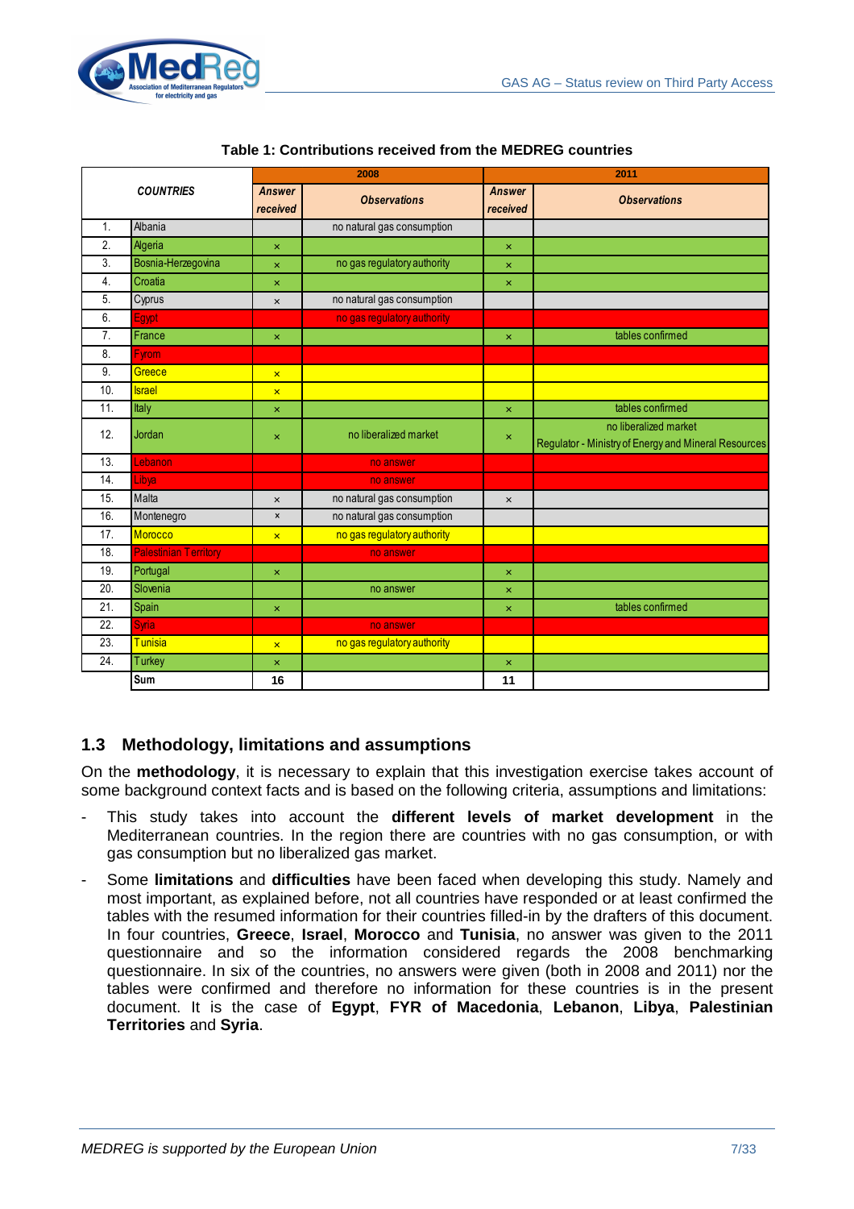**Table 1: Contributions received from the MEDREG countries**

| | COUNTRIES | 2008 | | 2011 | |
|---|---|---|---|---|---|
| | | Answer received | Observations | Answer received | Observations |
| 1. | Albania | | no natural gas consumption | | |
| 2. | Algeria | × | | × | |
| 3. | Bosnia-Herzegovina | × | no gas regulatory authority | × | |
| 4. | Croatia | × | | × | |
| 5. | Cyprus | × | no natural gas consumption | | |
| 6. | Egypt | | no gas regulatory authority | | |
| 7. | France | × | | × | tables confirmed |
| 8. | Fyrom | | | | |
| 9. | Greece | × | | | |
| 10. | Israel | × | | | |
| 11. | Italy | × | | × | tables confirmed |
| 12. | Jordan | × | no liberalized market | × | no liberalized market Regulator - Ministry of Energy and Mineral Resources |
| 13. | Lebanon | | no answer | | |
| 14. | Libya | | no answer | | |
| 15. | Malta | × | no natural gas consumption | × | |
| 16. | Montenegro | × | no natural gas consumption | | |
| 17. | Morocco | × | no gas regulatory authority | | |
| 18. | Palestinian Territory | | no answer | | |
| 19. | Portugal | × | | × | |
| 20. | Slovenia | | no answer | × | |
| 21. | Spain | × | | × | tables confirmed |
| 22. | Syria | | no answer | | |
| 23. | Tunisia | × | no gas regulatory authority | | |
| 24. | Turkey | × | | × | |
| | **Sum** | **16** | | **11** | |

## 1.3 Methodology, limitations and assumptions

On the **methodology**, it is necessary to explain that this investigation exercise takes account of some background context facts and is based on the following criteria, assumptions and limitations:

- This study takes into account the **different levels of market development** in the Mediterranean countries. In the region there are countries with no gas consumption, or with gas consumption but no liberalized gas market.
- Some **limitations** and **difficulties** have been faced when developing this study. Namely and most important, as explained before, not all countries have responded or at least confirmed the tables with the resumed information for their countries filled-in by the drafters of this document. In four countries, **Greece**, **Israel**, **Morocco** and **Tunisia**, no answer was given to the 2011 questionnaire and so the information considered regards the 2008 benchmarking questionnaire. In six of the countries, no answers were given (both in 2008 and 2011) nor the tables were confirmed and therefore no information for these countries is in the present document. It is the case of **Egypt**, **FYR of Macedonia**, **Lebanon**, **Libya**, **Palestinian Territories** and **Syria**.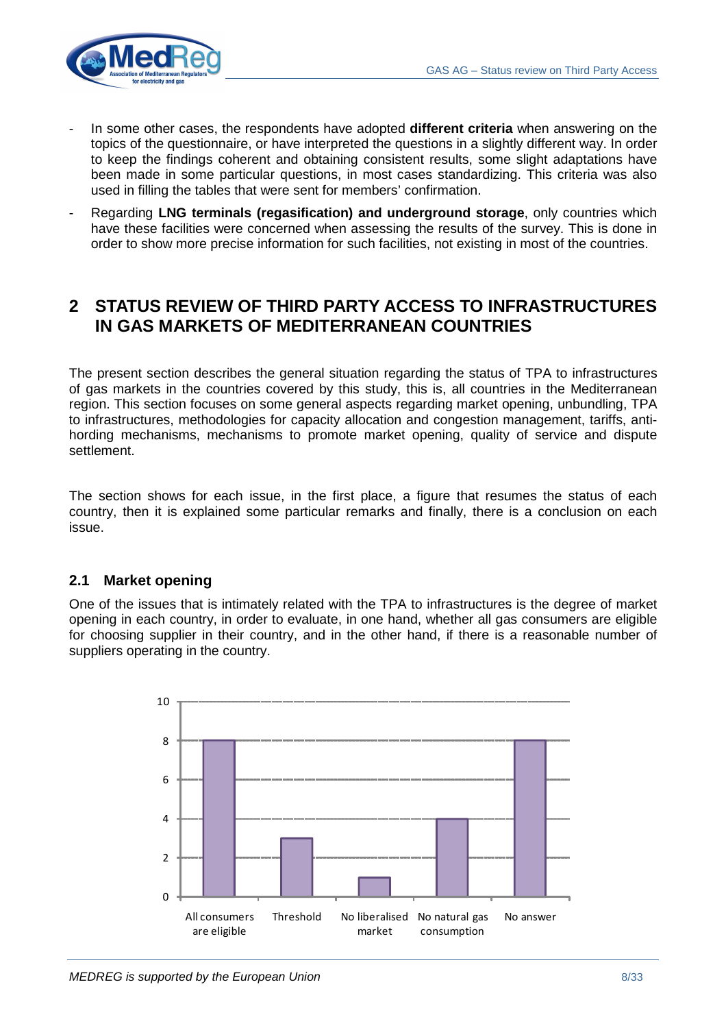- In some other cases, the respondents have adopted **different criteria** when answering on the topics of the questionnaire, or have interpreted the questions in a slightly different way. In order to keep the findings coherent and obtaining consistent results, some slight adaptations have been made in some particular questions, in most cases standardizing. This criteria was also used in filling the tables that were sent for members' confirmation.
- Regarding **LNG terminals (regasification) and underground storage**, only countries which have these facilities were concerned when assessing the results of the survey. This is done in order to show more precise information for such facilities, not existing in most of the countries.

# 2 STATUS REVIEW OF THIRD PARTY ACCESS TO INFRASTRUCTURES IN GAS MARKETS OF MEDITERRANEAN COUNTRIES

The present section describes the general situation regarding the status of TPA to infrastructures of gas markets in the countries covered by this study, this is, all countries in the Mediterranean region. This section focuses on some general aspects regarding market opening, unbundling, TPA to infrastructures, methodologies for capacity allocation and congestion management, tariffs, anti-hording mechanisms, mechanisms to promote market opening, quality of service and dispute settlement.

The section shows for each issue, in the first place, a figure that resumes the status of each country, then it is explained some particular remarks and finally, there is a conclusion on each issue.

## 2.1 Market opening

One of the issues that is intimately related with the TPA to infrastructures is the degree of market opening in each country, in order to evaluate, in one hand, whether all gas consumers are eligible for choosing supplier in their country, and in the other hand, if there is a reasonable number of suppliers operating in the country.

| Category | Number of countries |
|---|---|
| All consumers are eligible | 8 |
| Threshold | 3 |
| No liberalised market | 1 |
| No natural gas consumption | 4 |
| No answer | 8 |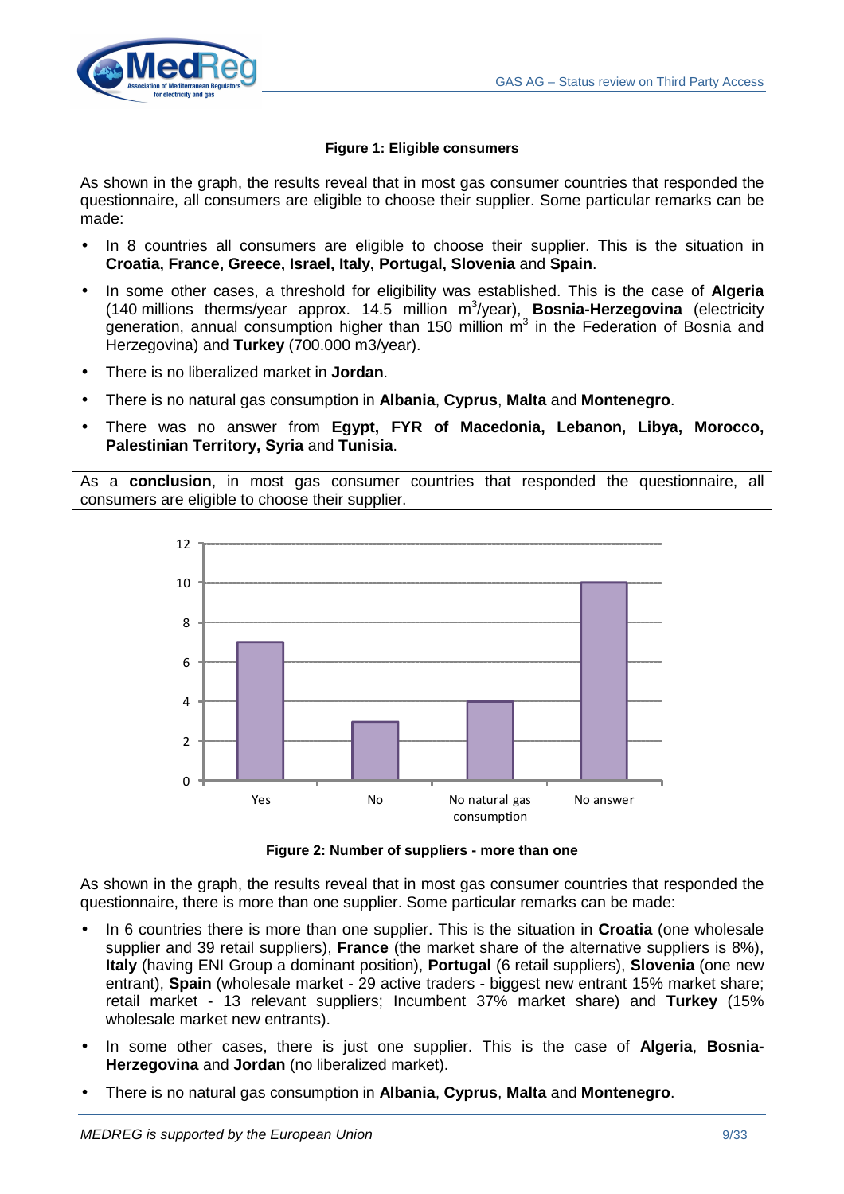**Figure 1: Eligible consumers**

As shown in the graph, the results reveal that in most gas consumer countries that responded the questionnaire, all consumers are eligible to choose their supplier. Some particular remarks can be made:

- In 8 countries all consumers are eligible to choose their supplier. This is the situation in **Croatia, France, Greece, Israel, Italy, Portugal, Slovenia** and **Spain**.
- In some other cases, a threshold for eligibility was established. This is the case of **Algeria** (140 millions therms/year approx. 14.5 million $m^3$/year), **Bosnia-Herzegovina** (electricity generation, annual consumption higher than 150 million $m^3$ in the Federation of Bosnia and Herzegovina) and **Turkey** (700.000 m3/year).
- There is no liberalized market in **Jordan**.
- There is no natural gas consumption in **Albania**, **Cyprus**, **Malta** and **Montenegro**.
- There was no answer from **Egypt, FYR of Macedonia, Lebanon, Libya, Morocco, Palestinian Territory, Syria** and **Tunisia**.

As a **conclusion**, in most gas consumer countries that responded the questionnaire, all consumers are eligible to choose their supplier.

| Category | Value |
|---|---|
| Yes | 7 |
| No | 3 |
| No natural gas consumption | 4 |
| No answer | 10 |

**Figure 2: Number of suppliers - more than one**

As shown in the graph, the results reveal that in most gas consumer countries that responded the questionnaire, there is more than one supplier. Some particular remarks can be made:

- In 6 countries there is more than one supplier. This is the situation in **Croatia** (one wholesale supplier and 39 retail suppliers), **France** (the market share of the alternative suppliers is 8%), **Italy** (having ENI Group a dominant position), **Portugal** (6 retail suppliers), **Slovenia** (one new entrant), **Spain** (wholesale market - 29 active traders - biggest new entrant 15% market share; retail market - 13 relevant suppliers; Incumbent 37% market share) and **Turkey** (15% wholesale market new entrants).
- In some other cases, there is just one supplier. This is the case of **Algeria**, **Bosnia-Herzegovina** and **Jordan** (no liberalized market).
- There is no natural gas consumption in **Albania**, **Cyprus**, **Malta** and **Montenegro**.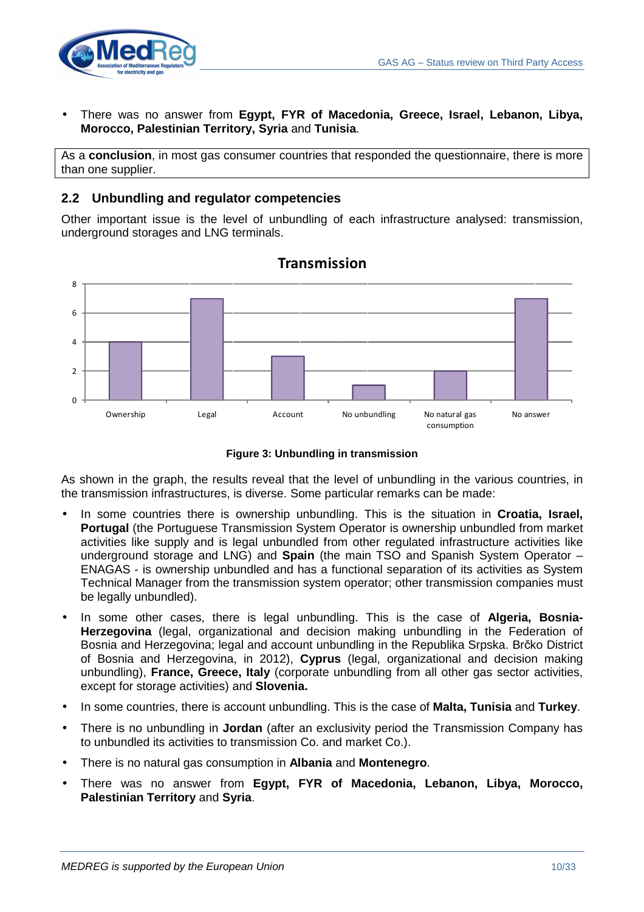- There was no answer from **Egypt, FYR of Macedonia, Greece, Israel, Lebanon, Libya, Morocco, Palestinian Territory, Syria** and **Tunisia**.

As a **conclusion**, in most gas consumer countries that responded the questionnaire, there is more than one supplier.

## 2.2 Unbundling and regulator competencies

Other important issue is the level of unbundling of each infrastructure analysed: transmission, underground storages and LNG terminals.

**Transmission**

| Category | Value |
|---|---|
| Ownership | 4 |
| Legal | 7 |
| Account | 3 |
| No unbundling | 1 |
| No natural gas consumption | 2 |
| No answer | 7 |

**Figure 3: Unbundling in transmission**

As shown in the graph, the results reveal that the level of unbundling in the various countries, in the transmission infrastructures, is diverse. Some particular remarks can be made:

- In some countries there is ownership unbundling. This is the situation in **Croatia, Israel, Portugal** (the Portuguese Transmission System Operator is ownership unbundled from market activities like supply and is legal unbundled from other regulated infrastructure activities like underground storage and LNG) and **Spain** (the main TSO and Spanish System Operator – ENAGAS - is ownership unbundled and has a functional separation of its activities as System Technical Manager from the transmission system operator; other transmission companies must be legally unbundled).
- In some other cases, there is legal unbundling. This is the case of **Algeria, Bosnia-Herzegovina** (legal, organizational and decision making unbundling in the Federation of Bosnia and Herzegovina; legal and account unbundling in the Republika Srpska. Brčko District of Bosnia and Herzegovina, in 2012), **Cyprus** (legal, organizational and decision making unbundling), **France, Greece, Italy** (corporate unbundling from all other gas sector activities, except for storage activities) and **Slovenia.**
- In some countries, there is account unbundling. This is the case of **Malta, Tunisia** and **Turkey**.
- There is no unbundling in **Jordan** (after an exclusivity period the Transmission Company has to unbundled its activities to transmission Co. and market Co.).
- There is no natural gas consumption in **Albania** and **Montenegro**.
- There was no answer from **Egypt, FYR of Macedonia, Lebanon, Libya, Morocco, Palestinian Territory** and **Syria**.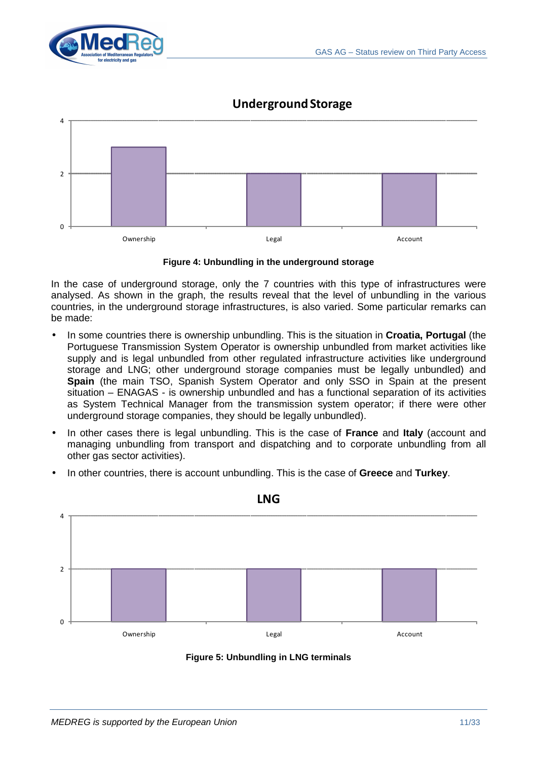**Figure 4: Unbundling in the underground storage**

In the case of underground storage, only the 7 countries with this type of infrastructures were analysed. As shown in the graph, the results reveal that the level of unbundling in the various countries, in the underground storage infrastructures, is also varied. Some particular remarks can be made:

- In some countries there is ownership unbundling. This is the situation in **Croatia, Portugal** (the Portuguese Transmission System Operator is ownership unbundled from market activities like supply and is legal unbundled from other regulated infrastructure activities like underground storage and LNG; other underground storage companies must be legally unbundled) and **Spain** (the main TSO, Spanish System Operator and only SSO in Spain at the present situation – ENAGAS - is ownership unbundled and has a functional separation of its activities as System Technical Manager from the transmission system operator; if there were other underground storage companies, they should be legally unbundled).
- In other cases there is legal unbundling. This is the case of **France** and **Italy** (account and managing unbundling from transport and dispatching and to corporate unbundling from all other gas sector activities).
- In other countries, there is account unbundling. This is the case of **Greece** and **Turkey**.

**Figure 5: Unbundling in LNG terminals**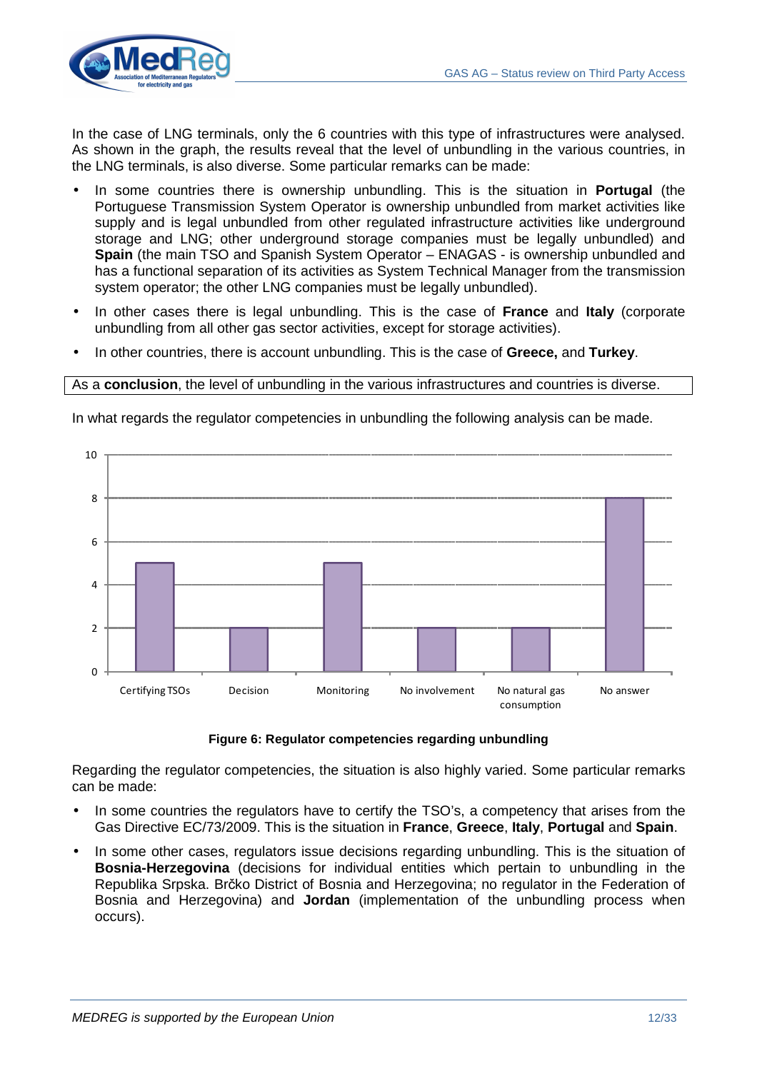In the case of LNG terminals, only the 6 countries with this type of infrastructures were analysed. As shown in the graph, the results reveal that the level of unbundling in the various countries, in the LNG terminals, is also diverse. Some particular remarks can be made:

- In some countries there is ownership unbundling. This is the situation in **Portugal** (the Portuguese Transmission System Operator is ownership unbundled from market activities like supply and is legal unbundled from other regulated infrastructure activities like underground storage and LNG; other underground storage companies must be legally unbundled) and **Spain** (the main TSO and Spanish System Operator – ENAGAS - is ownership unbundled and has a functional separation of its activities as System Technical Manager from the transmission system operator; the other LNG companies must be legally unbundled).
- In other cases there is legal unbundling. This is the case of **France** and **Italy** (corporate unbundling from all other gas sector activities, except for storage activities).
- In other countries, there is account unbundling. This is the case of **Greece,** and **Turkey**.

As a **conclusion**, the level of unbundling in the various infrastructures and countries is diverse.

In what regards the regulator competencies in unbundling the following analysis can be made.

| Category | Value |
|---|---|
| Certifying TSOs | 5 |
| Decision | 2 |
| Monitoring | 5 |
| No involvement | 2 |
| No natural gas consumption | 2 |
| No answer | 8 |

**Figure 6: Regulator competencies regarding unbundling**

Regarding the regulator competencies, the situation is also highly varied. Some particular remarks can be made:

- In some countries the regulators have to certify the TSO's, a competency that arises from the Gas Directive EC/73/2009. This is the situation in **France**, **Greece**, **Italy**, **Portugal** and **Spain**.
- In some other cases, regulators issue decisions regarding unbundling. This is the situation of **Bosnia-Herzegovina** (decisions for individual entities which pertain to unbundling in the Republika Srpska. Brčko District of Bosnia and Herzegovina; no regulator in the Federation of Bosnia and Herzegovina) and **Jordan** (implementation of the unbundling process when occurs).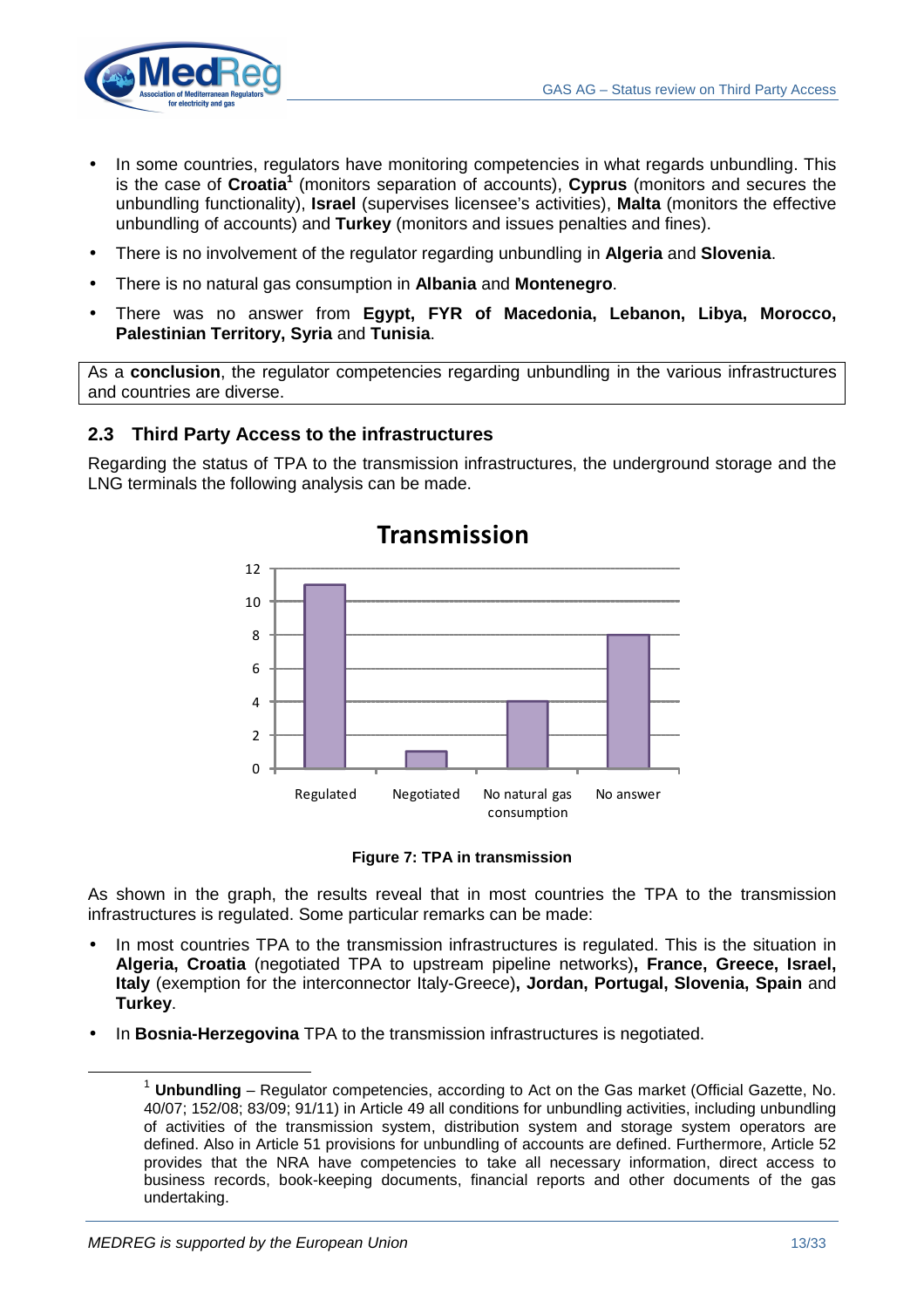- In some countries, regulators have monitoring competencies in what regards unbundling. This is the case of **Croatia**[1] (monitors separation of accounts), **Cyprus** (monitors and secures the unbundling functionality), **Israel** (supervises licensee's activities), **Malta** (monitors the effective unbundling of accounts) and **Turkey** (monitors and issues penalties and fines).
- There is no involvement of the regulator regarding unbundling in **Algeria** and **Slovenia**.
- There is no natural gas consumption in **Albania** and **Montenegro**.
- There was no answer from **Egypt, FYR of Macedonia, Lebanon, Libya, Morocco, Palestinian Territory, Syria** and **Tunisia**.

As a **conclusion**, the regulator competencies regarding unbundling in the various infrastructures and countries are diverse.

## 2.3 Third Party Access to the infrastructures

Regarding the status of TPA to the transmission infrastructures, the underground storage and the LNG terminals the following analysis can be made.

**Figure 7: TPA in transmission**

As shown in the graph, the results reveal that in most countries the TPA to the transmission infrastructures is regulated. Some particular remarks can be made:

- In most countries TPA to the transmission infrastructures is regulated. This is the situation in **Algeria, Croatia** (negotiated TPA to upstream pipeline networks)**, France, Greece, Israel, Italy** (exemption for the interconnector Italy-Greece)**, Jordan, Portugal, Slovenia, Spain** and **Turkey**.
- In **Bosnia-Herzegovina** TPA to the transmission infrastructures is negotiated.

[1] **Unbundling** – Regulator competencies, according to Act on the Gas market (Official Gazette, No. 40/07; 152/08; 83/09; 91/11) in Article 49 all conditions for unbundling activities, including unbundling of activities of the transmission system, distribution system and storage system operators are defined. Also in Article 51 provisions for unbundling of accounts are defined. Furthermore, Article 52 provides that the NRA have competencies to take all necessary information, direct access to business records, book-keeping documents, financial reports and other documents of the gas undertaking.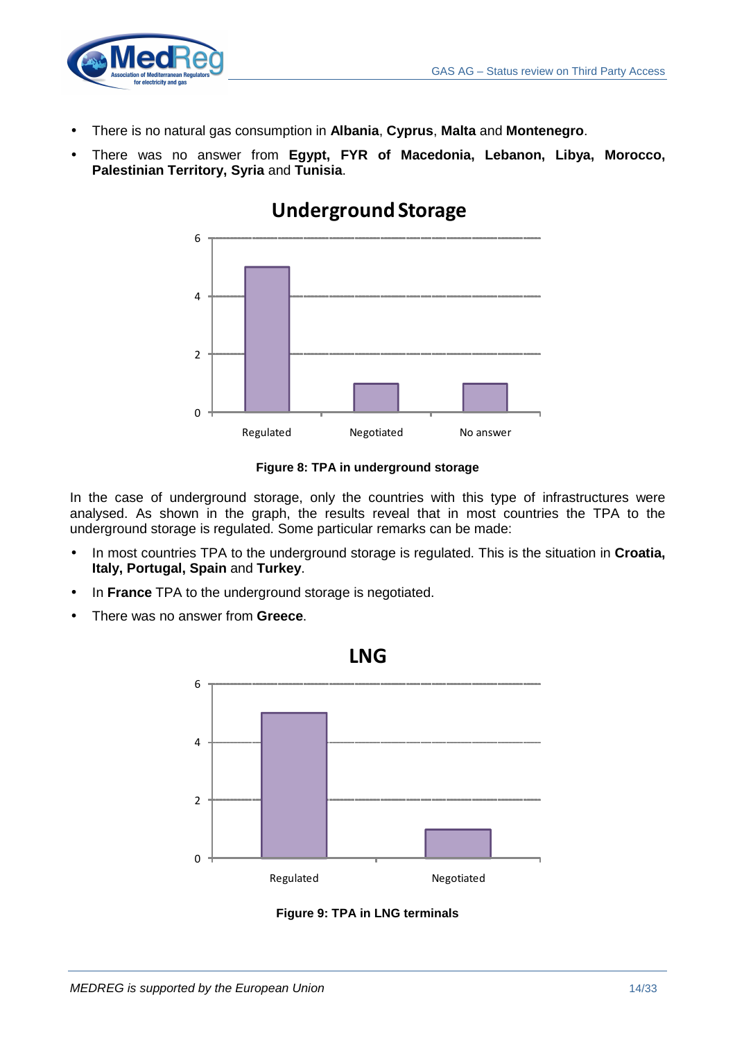- There is no natural gas consumption in **Albania**, **Cyprus**, **Malta** and **Montenegro**.
- There was no answer from **Egypt, FYR of Macedonia, Lebanon, Libya, Morocco, Palestinian Territory, Syria** and **Tunisia**.

**Underground Storage**

| | Value |
|---|---|
| Regulated | 5 |
| Negotiated | 1 |
| No answer | 1 |

**Figure 8: TPA in underground storage**

In the case of underground storage, only the countries with this type of infrastructures were analysed. As shown in the graph, the results reveal that in most countries the TPA to the underground storage is regulated. Some particular remarks can be made:

- In most countries TPA to the underground storage is regulated. This is the situation in **Croatia, Italy, Portugal, Spain** and **Turkey**.
- In **France** TPA to the underground storage is negotiated.
- There was no answer from **Greece**.

**LNG**

| | Value |
|---|---|
| Regulated | 5 |
| Negotiated | 1 |

**Figure 9: TPA in LNG terminals**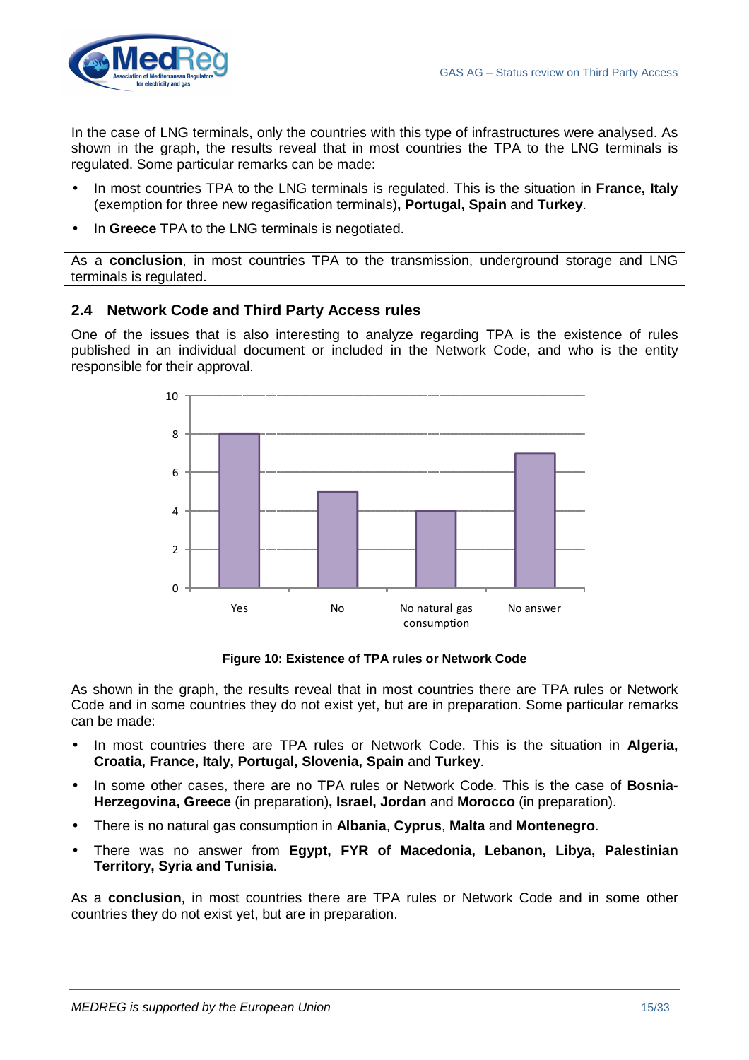In the case of LNG terminals, only the countries with this type of infrastructures were analysed. As shown in the graph, the results reveal that in most countries the TPA to the LNG terminals is regulated. Some particular remarks can be made:

- In most countries TPA to the LNG terminals is regulated. This is the situation in **France, Italy** (exemption for three new regasification terminals)**, Portugal, Spain** and **Turkey**.
- In **Greece** TPA to the LNG terminals is negotiated.

As a **conclusion**, in most countries TPA to the transmission, underground storage and LNG terminals is regulated.

## 2.4 Network Code and Third Party Access rules

One of the issues that is also interesting to analyze regarding TPA is the existence of rules published in an individual document or included in the Network Code, and who is the entity responsible for their approval.

| | Yes | No | No natural gas consumption | No answer |
|---|---|---|---|---|
| Number of countries | 8 | 5 | 4 | 7 |

**Figure 10: Existence of TPA rules or Network Code**

As shown in the graph, the results reveal that in most countries there are TPA rules or Network Code and in some countries they do not exist yet, but are in preparation. Some particular remarks can be made:

- In most countries there are TPA rules or Network Code. This is the situation in **Algeria, Croatia, France, Italy, Portugal, Slovenia, Spain** and **Turkey**.
- In some other cases, there are no TPA rules or Network Code. This is the case of **Bosnia-Herzegovina, Greece** (in preparation)**, Israel, Jordan** and **Morocco** (in preparation).
- There is no natural gas consumption in **Albania**, **Cyprus**, **Malta** and **Montenegro**.
- There was no answer from **Egypt, FYR of Macedonia, Lebanon, Libya, Palestinian Territory, Syria and Tunisia**.

As a **conclusion**, in most countries there are TPA rules or Network Code and in some other countries they do not exist yet, but are in preparation.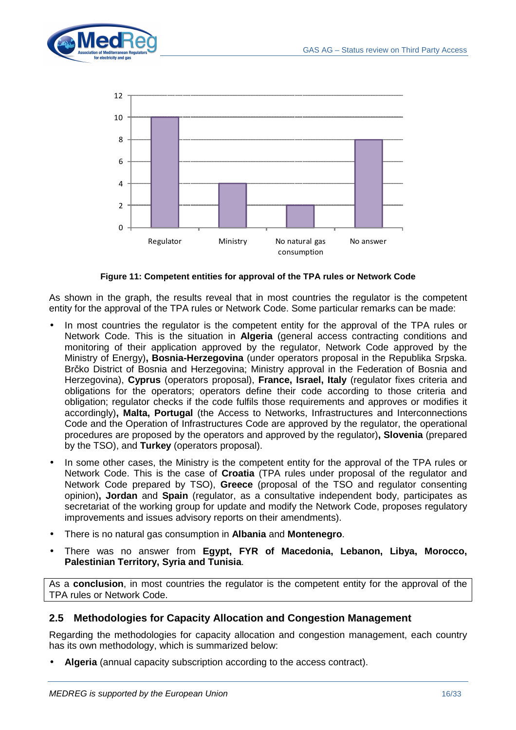Figure 11: Competent entities for approval of the TPA rules or Network Code

As shown in the graph, the results reveal that in most countries the regulator is the competent entity for the approval of the TPA rules or Network Code. Some particular remarks can be made:

- In most countries the regulator is the competent entity for the approval of the TPA rules or Network Code. This is the situation in **Algeria** (general access contracting conditions and monitoring of their application approved by the regulator, Network Code approved by the Ministry of Energy)**, Bosnia-Herzegovina** (under operators proposal in the Republika Srpska. Brčko District of Bosnia and Herzegovina; Ministry approval in the Federation of Bosnia and Herzegovina), **Cyprus** (operators proposal), **France, Israel, Italy** (regulator fixes criteria and obligations for the operators; operators define their code according to those criteria and obligation; regulator checks if the code fulfils those requirements and approves or modifies it accordingly)**, Malta, Portugal** (the Access to Networks, Infrastructures and Interconnections Code and the Operation of Infrastructures Code are approved by the regulator, the operational procedures are proposed by the operators and approved by the regulator)**, Slovenia** (prepared by the TSO), and **Turkey** (operators proposal).
- In some other cases, the Ministry is the competent entity for the approval of the TPA rules or Network Code. This is the case of **Croatia** (TPA rules under proposal of the regulator and Network Code prepared by TSO), **Greece** (proposal of the TSO and regulator consenting opinion)**, Jordan** and **Spain** (regulator, as a consultative independent body, participates as secretariat of the working group for update and modify the Network Code, proposes regulatory improvements and issues advisory reports on their amendments).
- There is no natural gas consumption in **Albania** and **Montenegro**.
- There was no answer from **Egypt, FYR of Macedonia, Lebanon, Libya, Morocco, Palestinian Territory, Syria and Tunisia**.

As a **conclusion**, in most countries the regulator is the competent entity for the approval of the TPA rules or Network Code.

## 2.5 Methodologies for Capacity Allocation and Congestion Management

Regarding the methodologies for capacity allocation and congestion management, each country has its own methodology, which is summarized below:

- **Algeria** (annual capacity subscription according to the access contract).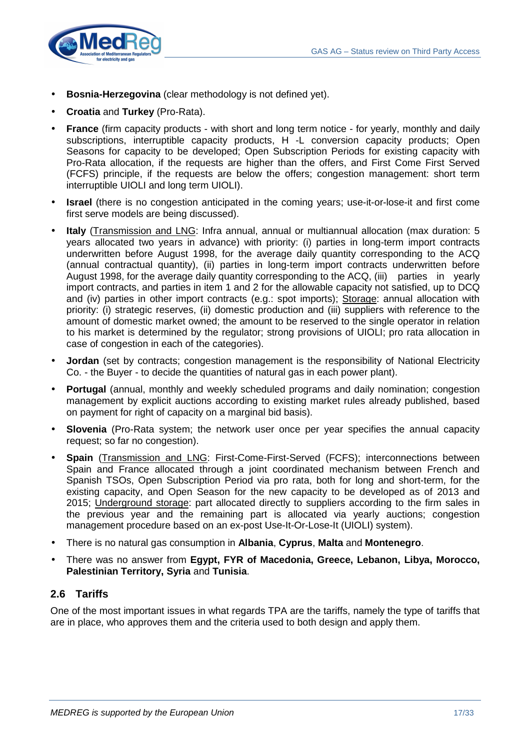- **Bosnia-Herzegovina** (clear methodology is not defined yet).
- **Croatia** and **Turkey** (Pro-Rata).
- **France** (firm capacity products - with short and long term notice - for yearly, monthly and daily subscriptions, interruptible capacity products, H -L conversion capacity products; Open Seasons for capacity to be developed; Open Subscription Periods for existing capacity with Pro-Rata allocation, if the requests are higher than the offers, and First Come First Served (FCFS) principle, if the requests are below the offers; congestion management: short term interruptible UIOLI and long term UIOLI).
- **Israel** (there is no congestion anticipated in the coming years; use-it-or-lose-it and first come first serve models are being discussed).
- **Italy** (Transmission and LNG: Infra annual, annual or multiannual allocation (max duration: 5 years allocated two years in advance) with priority: (i) parties in long-term import contracts underwritten before August 1998, for the average daily quantity corresponding to the ACQ (annual contractual quantity), (ii) parties in long-term import contracts underwritten before August 1998, for the average daily quantity corresponding to the ACQ, (iii) parties in yearly import contracts, and parties in item 1 and 2 for the allowable capacity not satisfied, up to DCQ and (iv) parties in other import contracts (e.g.: spot imports); Storage: annual allocation with priority: (i) strategic reserves, (ii) domestic production and (iii) suppliers with reference to the amount of domestic market owned; the amount to be reserved to the single operator in relation to his market is determined by the regulator; strong provisions of UIOLI; pro rata allocation in case of congestion in each of the categories).
- **Jordan** (set by contracts; congestion management is the responsibility of National Electricity Co. - the Buyer - to decide the quantities of natural gas in each power plant).
- **Portugal** (annual, monthly and weekly scheduled programs and daily nomination; congestion management by explicit auctions according to existing market rules already published, based on payment for right of capacity on a marginal bid basis).
- **Slovenia** (Pro-Rata system; the network user once per year specifies the annual capacity request; so far no congestion).
- **Spain** (Transmission and LNG: First-Come-First-Served (FCFS); interconnections between Spain and France allocated through a joint coordinated mechanism between French and Spanish TSOs, Open Subscription Period via pro rata, both for long and short-term, for the existing capacity, and Open Season for the new capacity to be developed as of 2013 and 2015; Underground storage: part allocated directly to suppliers according to the firm sales in the previous year and the remaining part is allocated via yearly auctions; congestion management procedure based on an ex-post Use-It-Or-Lose-It (UIOLI) system).
- There is no natural gas consumption in **Albania**, **Cyprus**, **Malta** and **Montenegro**.
- There was no answer from **Egypt, FYR of Macedonia, Greece, Lebanon, Libya, Morocco, Palestinian Territory, Syria** and **Tunisia**.

## 2.6 Tariffs

One of the most important issues in what regards TPA are the tariffs, namely the type of tariffs that are in place, who approves them and the criteria used to both design and apply them.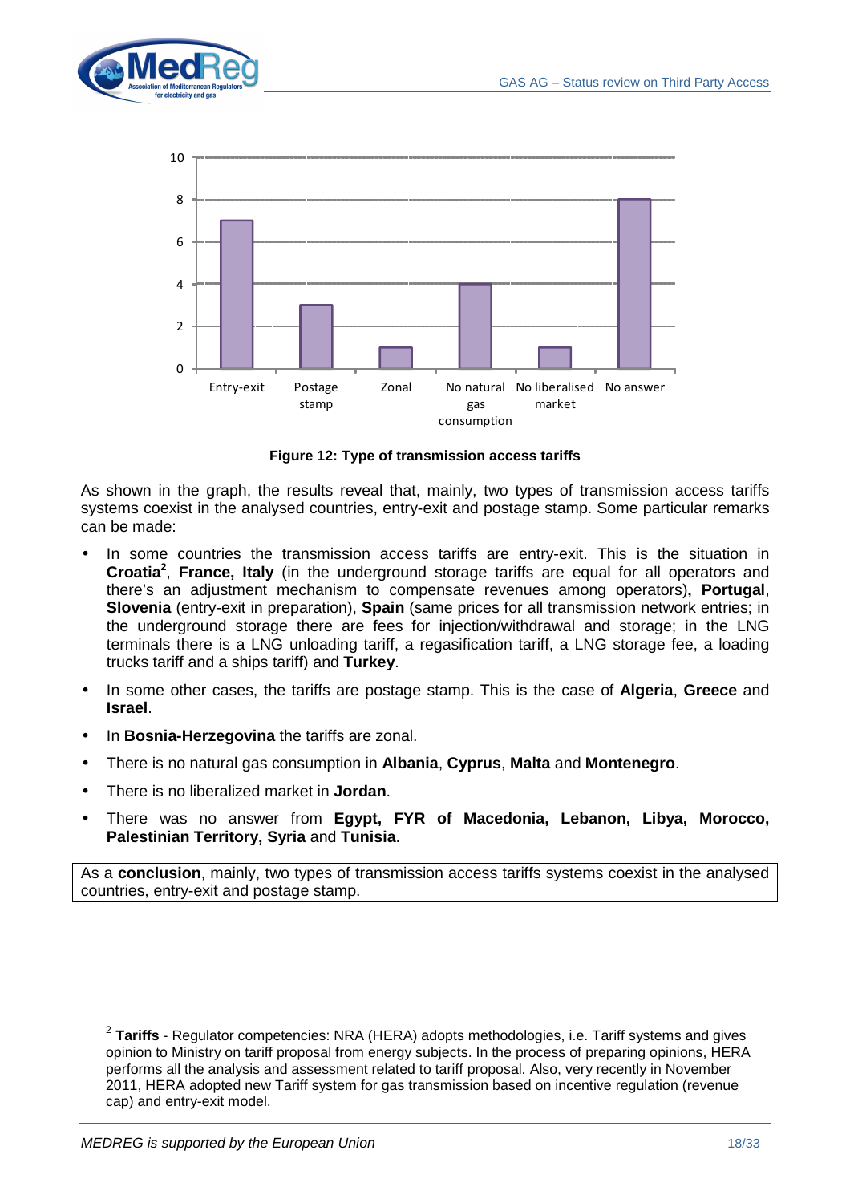| Type of transmission access tariffs | Value |
|---|---|
| Entry-exit | 7 |
| Postage stamp | 3 |
| Zonal | 1 |
| No natural gas consumption | 4 |
| No liberalised market | 1 |
| No answer | 8 |

**Figure 12: Type of transmission access tariffs**

As shown in the graph, the results reveal that, mainly, two types of transmission access tariffs systems coexist in the analysed countries, entry-exit and postage stamp. Some particular remarks can be made:

- In some countries the transmission access tariffs are entry-exit. This is the situation in **Croatia**[2], **France, Italy** (in the underground storage tariffs are equal for all operators and there's an adjustment mechanism to compensate revenues among operators)**, Portugal**, **Slovenia** (entry-exit in preparation), **Spain** (same prices for all transmission network entries; in the underground storage there are fees for injection/withdrawal and storage; in the LNG terminals there is a LNG unloading tariff, a regasification tariff, a LNG storage fee, a loading trucks tariff and a ships tariff) and **Turkey**.
- In some other cases, the tariffs are postage stamp. This is the case of **Algeria**, **Greece** and **Israel**.
- In **Bosnia-Herzegovina** the tariffs are zonal.
- There is no natural gas consumption in **Albania**, **Cyprus**, **Malta** and **Montenegro**.
- There is no liberalized market in **Jordan**.
- There was no answer from **Egypt, FYR of Macedonia, Lebanon, Libya, Morocco, Palestinian Territory, Syria** and **Tunisia**.

As a **conclusion**, mainly, two types of transmission access tariffs systems coexist in the analysed countries, entry-exit and postage stamp.

[2] **Tariffs** - Regulator competencies: NRA (HERA) adopts methodologies, i.e. Tariff systems and gives opinion to Ministry on tariff proposal from energy subjects. In the process of preparing opinions, HERA performs all the analysis and assessment related to tariff proposal. Also, very recently in November 2011, HERA adopted new Tariff system for gas transmission based on incentive regulation (revenue cap) and entry-exit model.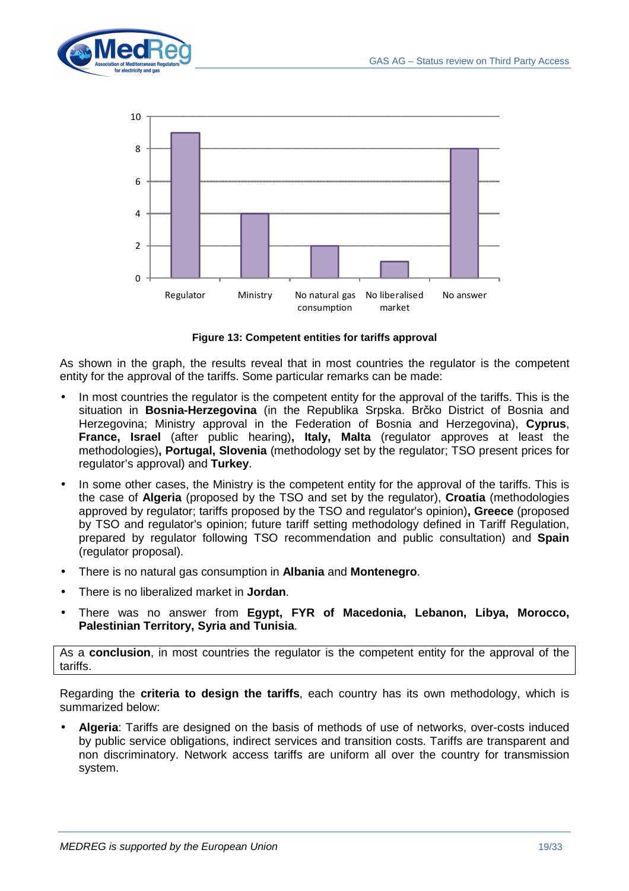**Figure 13: Competent entities for tariffs approval**

As shown in the graph, the results reveal that in most countries the regulator is the competent entity for the approval of the tariffs. Some particular remarks can be made:

- In most countries the regulator is the competent entity for the approval of the tariffs. This is the situation in **Bosnia-Herzegovina** (in the Republika Srpska. Brčko District of Bosnia and Herzegovina; Ministry approval in the Federation of Bosnia and Herzegovina), **Cyprus**, **France, Israel** (after public hearing)**, Italy, Malta** (regulator approves at least the methodologies)**, Portugal, Slovenia** (methodology set by the regulator; TSO present prices for regulator's approval) and **Turkey**.
- In some other cases, the Ministry is the competent entity for the approval of the tariffs. This is the case of **Algeria** (proposed by the TSO and set by the regulator), **Croatia** (methodologies approved by regulator; tariffs proposed by the TSO and regulator's opinion)**, Greece** (proposed by TSO and regulator's opinion; future tariff setting methodology defined in Tariff Regulation, prepared by regulator following TSO recommendation and public consultation) and **Spain** (regulator proposal).
- There is no natural gas consumption in **Albania** and **Montenegro**.
- There is no liberalized market in **Jordan**.
- There was no answer from **Egypt, FYR of Macedonia, Lebanon, Libya, Morocco, Palestinian Territory, Syria and Tunisia**.

As a **conclusion**, in most countries the regulator is the competent entity for the approval of the tariffs.

Regarding the **criteria to design the tariffs**, each country has its own methodology, which is summarized below:

- **Algeria**: Tariffs are designed on the basis of methods of use of networks, over-costs induced by public service obligations, indirect services and transition costs. Tariffs are transparent and non discriminatory. Network access tariffs are uniform all over the country for transmission system.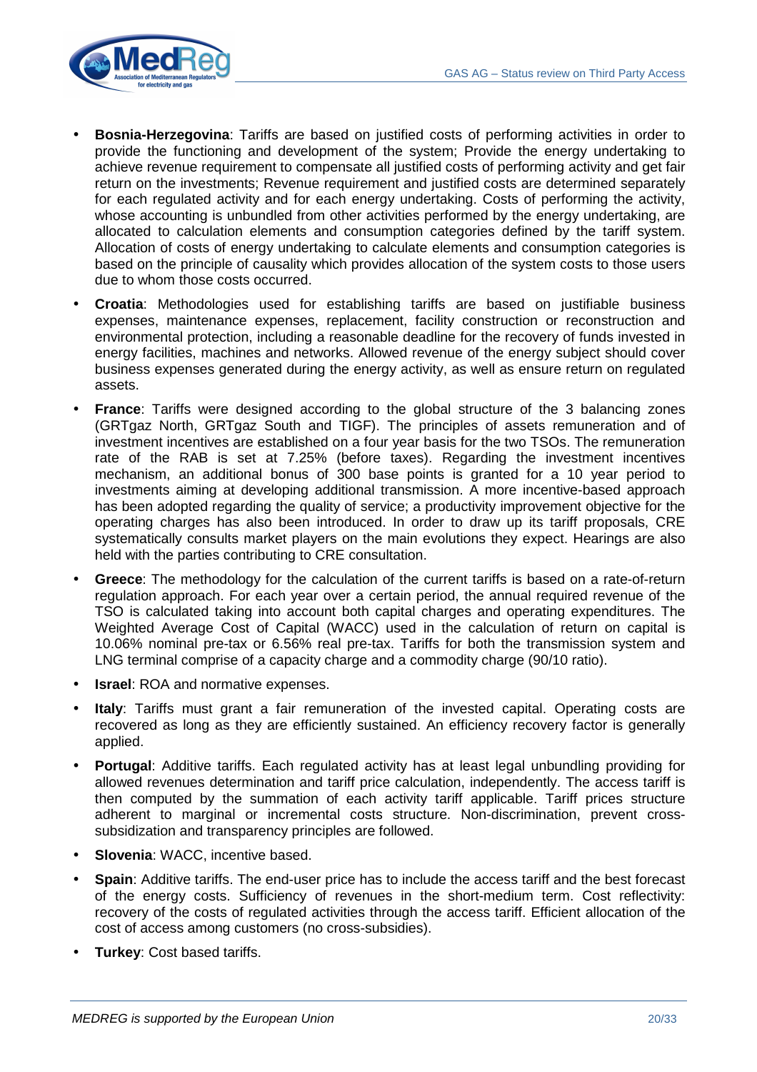- **Bosnia-Herzegovina**: Tariffs are based on justified costs of performing activities in order to provide the functioning and development of the system; Provide the energy undertaking to achieve revenue requirement to compensate all justified costs of performing activity and get fair return on the investments; Revenue requirement and justified costs are determined separately for each regulated activity and for each energy undertaking. Costs of performing the activity, whose accounting is unbundled from other activities performed by the energy undertaking, are allocated to calculation elements and consumption categories defined by the tariff system. Allocation of costs of energy undertaking to calculate elements and consumption categories is based on the principle of causality which provides allocation of the system costs to those users due to whom those costs occurred.
- **Croatia**: Methodologies used for establishing tariffs are based on justifiable business expenses, maintenance expenses, replacement, facility construction or reconstruction and environmental protection, including a reasonable deadline for the recovery of funds invested in energy facilities, machines and networks. Allowed revenue of the energy subject should cover business expenses generated during the energy activity, as well as ensure return on regulated assets.
- **France**: Tariffs were designed according to the global structure of the 3 balancing zones (GRTgaz North, GRTgaz South and TIGF). The principles of assets remuneration and of investment incentives are established on a four year basis for the two TSOs. The remuneration rate of the RAB is set at 7.25% (before taxes). Regarding the investment incentives mechanism, an additional bonus of 300 base points is granted for a 10 year period to investments aiming at developing additional transmission. A more incentive-based approach has been adopted regarding the quality of service; a productivity improvement objective for the operating charges has also been introduced. In order to draw up its tariff proposals, CRE systematically consults market players on the main evolutions they expect. Hearings are also held with the parties contributing to CRE consultation.
- **Greece**: The methodology for the calculation of the current tariffs is based on a rate-of-return regulation approach. For each year over a certain period, the annual required revenue of the TSO is calculated taking into account both capital charges and operating expenditures. The Weighted Average Cost of Capital (WACC) used in the calculation of return on capital is 10.06% nominal pre-tax or 6.56% real pre-tax. Tariffs for both the transmission system and LNG terminal comprise of a capacity charge and a commodity charge (90/10 ratio).
- **Israel**: ROA and normative expenses.
- **Italy**: Tariffs must grant a fair remuneration of the invested capital. Operating costs are recovered as long as they are efficiently sustained. An efficiency recovery factor is generally applied.
- **Portugal**: Additive tariffs. Each regulated activity has at least legal unbundling providing for allowed revenues determination and tariff price calculation, independently. The access tariff is then computed by the summation of each activity tariff applicable. Tariff prices structure adherent to marginal or incremental costs structure. Non-discrimination, prevent cross-subsidization and transparency principles are followed.
- **Slovenia**: WACC, incentive based.
- **Spain**: Additive tariffs. The end-user price has to include the access tariff and the best forecast of the energy costs. Sufficiency of revenues in the short-medium term. Cost reflectivity: recovery of the costs of regulated activities through the access tariff. Efficient allocation of the cost of access among customers (no cross-subsidies).
- **Turkey**: Cost based tariffs.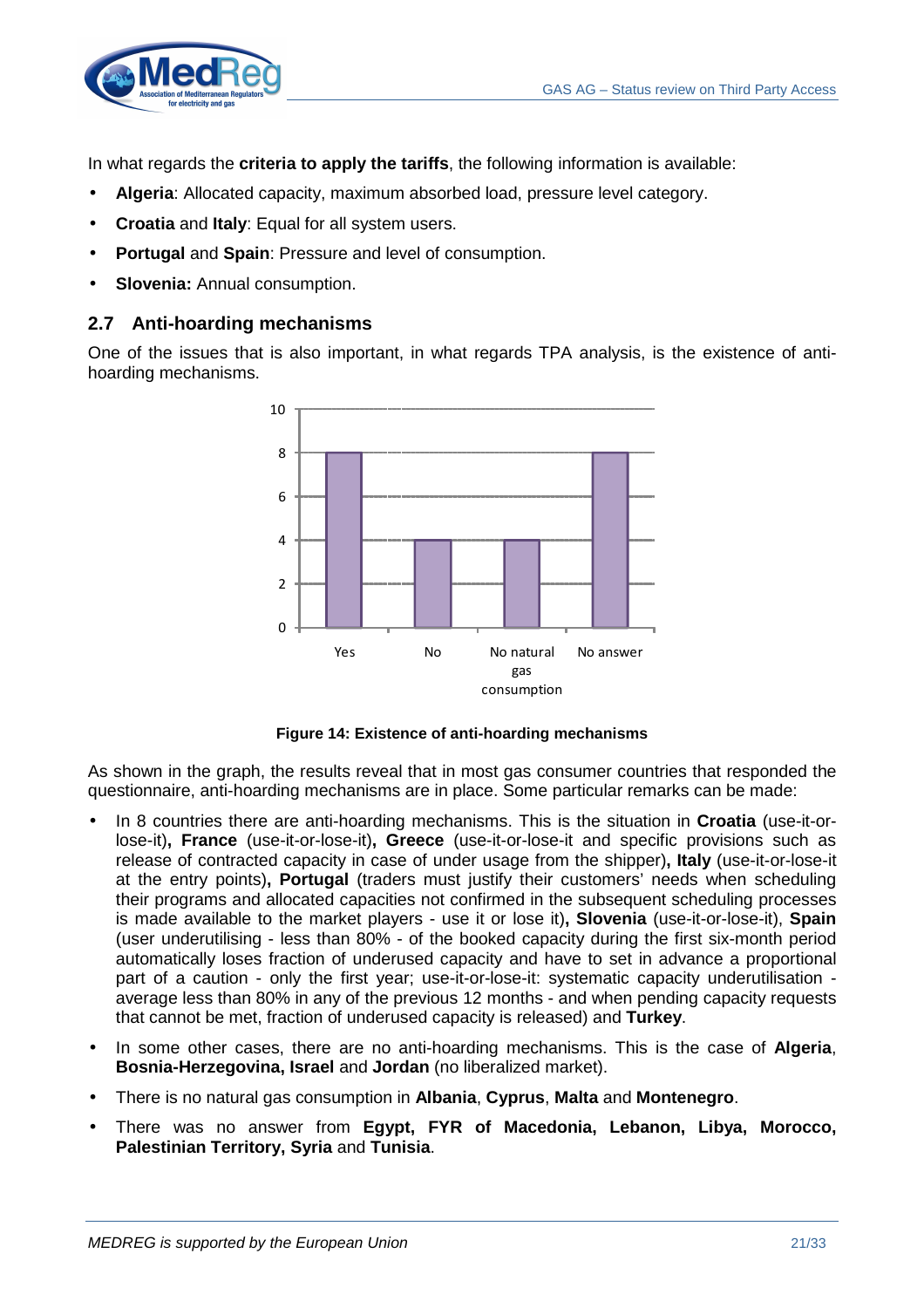In what regards the **criteria to apply the tariffs**, the following information is available:

- **Algeria**: Allocated capacity, maximum absorbed load, pressure level category.
- **Croatia** and **Italy**: Equal for all system users.
- **Portugal** and **Spain**: Pressure and level of consumption.
- **Slovenia:** Annual consumption.

## 2.7 Anti-hoarding mechanisms

One of the issues that is also important, in what regards TPA analysis, is the existence of anti-hoarding mechanisms.

**Figure 14: Existence of anti-hoarding mechanisms**

As shown in the graph, the results reveal that in most gas consumer countries that responded the questionnaire, anti-hoarding mechanisms are in place. Some particular remarks can be made:

- In 8 countries there are anti-hoarding mechanisms. This is the situation in **Croatia** (use-it-or-lose-it)**, France** (use-it-or-lose-it)**, Greece** (use-it-or-lose-it and specific provisions such as release of contracted capacity in case of under usage from the shipper)**, Italy** (use-it-or-lose-it at the entry points)**, Portugal** (traders must justify their customers' needs when scheduling their programs and allocated capacities not confirmed in the subsequent scheduling processes is made available to the market players - use it or lose it)**, Slovenia** (use-it-or-lose-it), **Spain** (user underutilising - less than 80% - of the booked capacity during the first six-month period automatically loses fraction of underused capacity and have to set in advance a proportional part of a caution - only the first year; use-it-or-lose-it: systematic capacity underutilisation - average less than 80% in any of the previous 12 months - and when pending capacity requests that cannot be met, fraction of underused capacity is released) and **Turkey**.
- In some other cases, there are no anti-hoarding mechanisms. This is the case of **Algeria**, **Bosnia-Herzegovina, Israel** and **Jordan** (no liberalized market).
- There is no natural gas consumption in **Albania**, **Cyprus**, **Malta** and **Montenegro**.
- There was no answer from **Egypt, FYR of Macedonia, Lebanon, Libya, Morocco, Palestinian Territory, Syria** and **Tunisia**.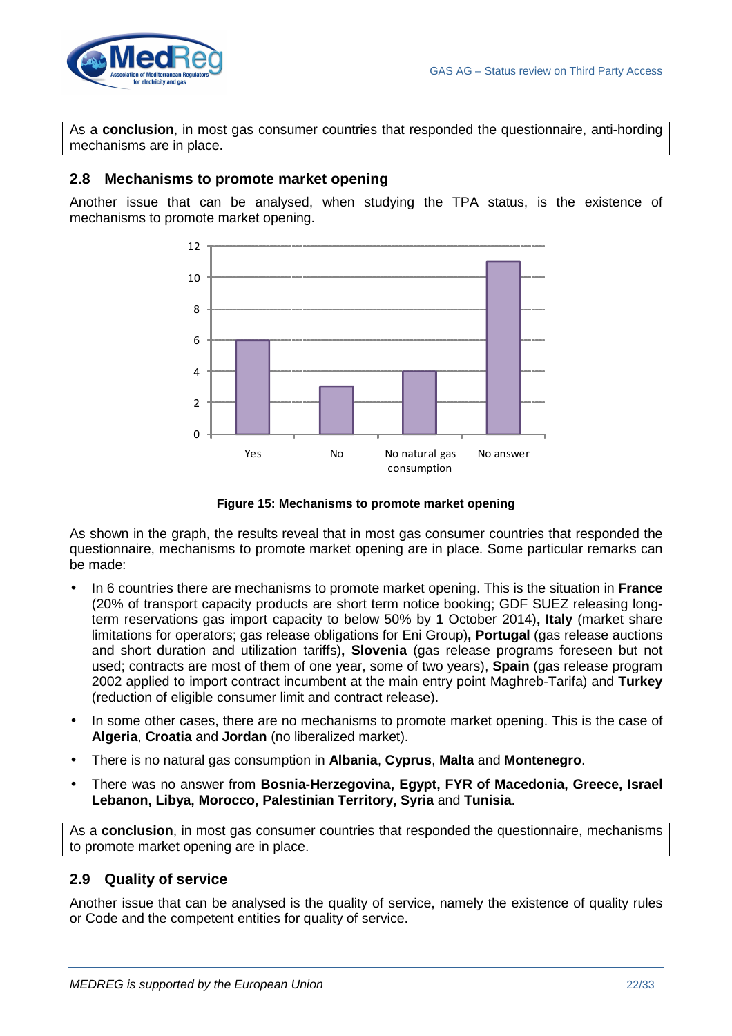As a **conclusion**, in most gas consumer countries that responded the questionnaire, anti-hording mechanisms are in place.

## 2.8 Mechanisms to promote market opening

Another issue that can be analysed, when studying the TPA status, is the existence of mechanisms to promote market opening.

**Figure 15: Mechanisms to promote market opening**

As shown in the graph, the results reveal that in most gas consumer countries that responded the questionnaire, mechanisms to promote market opening are in place. Some particular remarks can be made:

- In 6 countries there are mechanisms to promote market opening. This is the situation in **France** (20% of transport capacity products are short term notice booking; GDF SUEZ releasing long-term reservations gas import capacity to below 50% by 1 October 2014)**, Italy** (market share limitations for operators; gas release obligations for Eni Group)**, Portugal** (gas release auctions and short duration and utilization tariffs)**, Slovenia** (gas release programs foreseen but not used; contracts are most of them of one year, some of two years), **Spain** (gas release program 2002 applied to import contract incumbent at the main entry point Maghreb-Tarifa) and **Turkey** (reduction of eligible consumer limit and contract release).
- In some other cases, there are no mechanisms to promote market opening. This is the case of **Algeria**, **Croatia** and **Jordan** (no liberalized market).
- There is no natural gas consumption in **Albania**, **Cyprus**, **Malta** and **Montenegro**.
- There was no answer from **Bosnia-Herzegovina, Egypt, FYR of Macedonia, Greece, Israel Lebanon, Libya, Morocco, Palestinian Territory, Syria** and **Tunisia**.

As a **conclusion**, in most gas consumer countries that responded the questionnaire, mechanisms to promote market opening are in place.

## 2.9 Quality of service

Another issue that can be analysed is the quality of service, namely the existence of quality rules or Code and the competent entities for quality of service.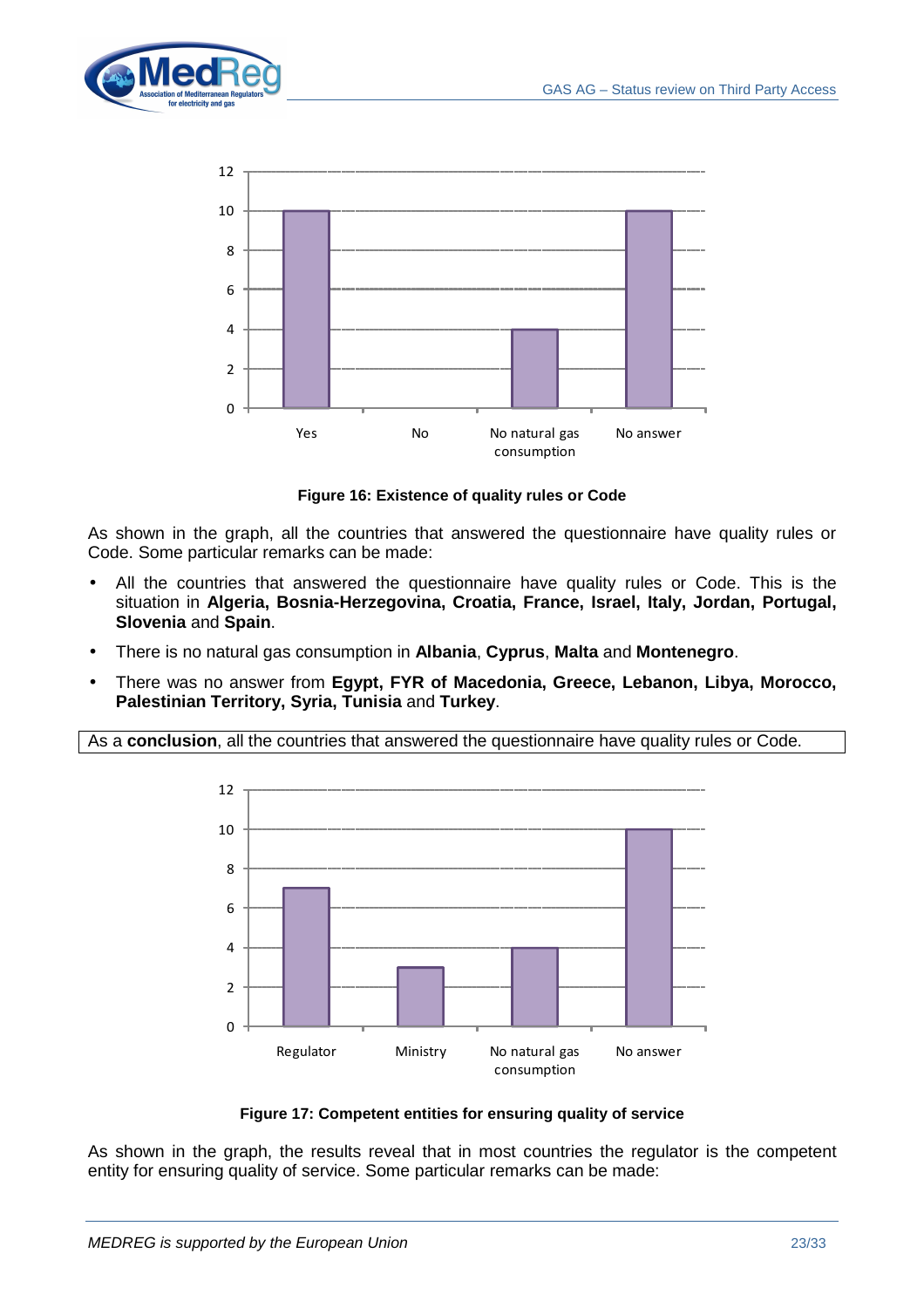**Figure 16: Existence of quality rules or Code**

As shown in the graph, all the countries that answered the questionnaire have quality rules or Code. Some particular remarks can be made:

- All the countries that answered the questionnaire have quality rules or Code. This is the situation in **Algeria, Bosnia-Herzegovina, Croatia, France, Israel, Italy, Jordan, Portugal, Slovenia** and **Spain**.
- There is no natural gas consumption in **Albania**, **Cyprus**, **Malta** and **Montenegro**.
- There was no answer from **Egypt, FYR of Macedonia, Greece, Lebanon, Libya, Morocco, Palestinian Territory, Syria, Tunisia** and **Turkey**.

As a **conclusion**, all the countries that answered the questionnaire have quality rules or Code.

**Figure 17: Competent entities for ensuring quality of service**

As shown in the graph, the results reveal that in most countries the regulator is the competent entity for ensuring quality of service. Some particular remarks can be made: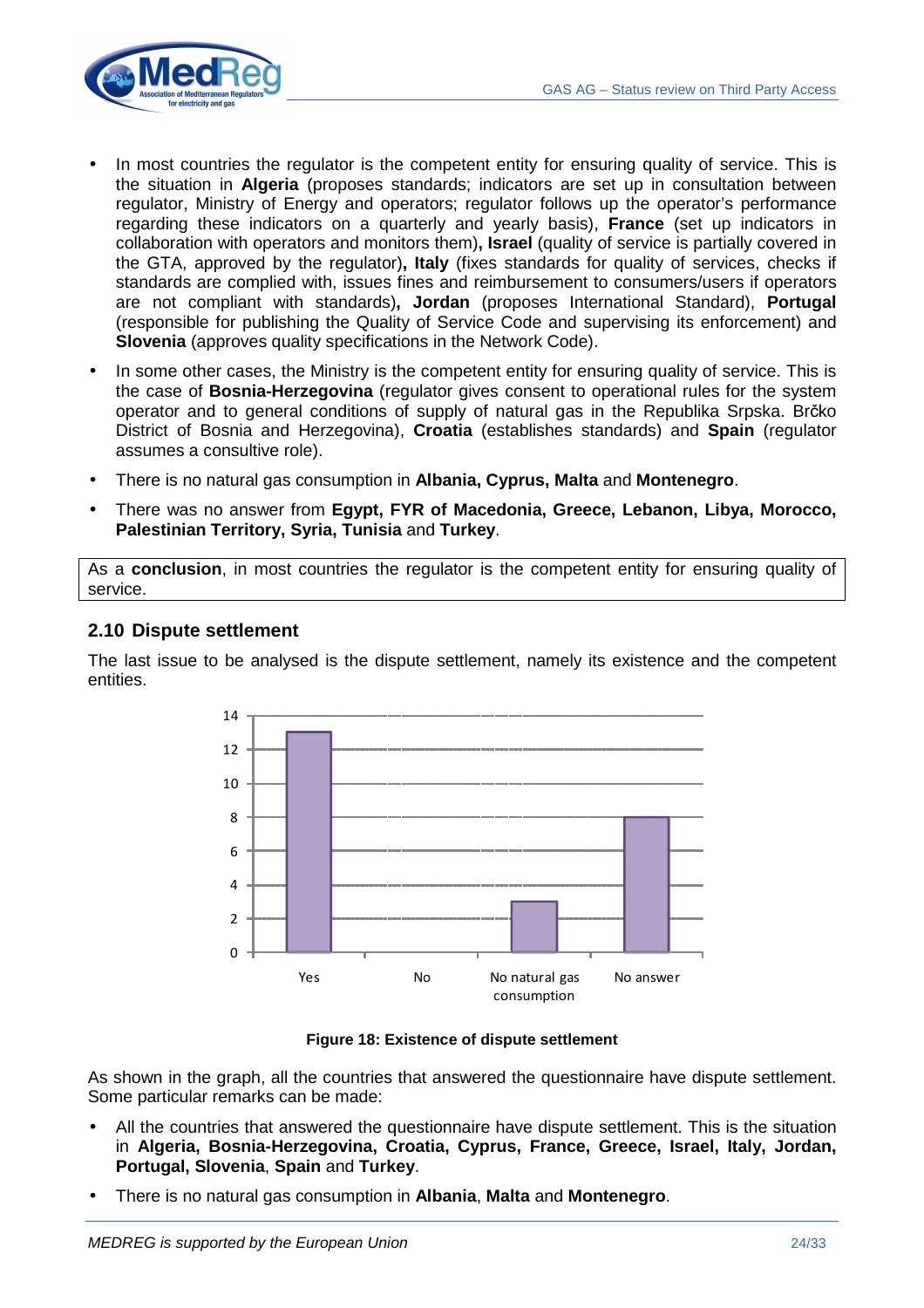- In most countries the regulator is the competent entity for ensuring quality of service. This is the situation in **Algeria** (proposes standards; indicators are set up in consultation between regulator, Ministry of Energy and operators; regulator follows up the operator's performance regarding these indicators on a quarterly and yearly basis), **France** (set up indicators in collaboration with operators and monitors them)**, Israel** (quality of service is partially covered in the GTA, approved by the regulator)**, Italy** (fixes standards for quality of services, checks if standards are complied with, issues fines and reimbursement to consumers/users if operators are not compliant with standards)**, Jordan** (proposes International Standard), **Portugal** (responsible for publishing the Quality of Service Code and supervising its enforcement) and **Slovenia** (approves quality specifications in the Network Code).
- In some other cases, the Ministry is the competent entity for ensuring quality of service. This is the case of **Bosnia-Herzegovina** (regulator gives consent to operational rules for the system operator and to general conditions of supply of natural gas in the Republika Srpska. Brčko District of Bosnia and Herzegovina), **Croatia** (establishes standards) and **Spain** (regulator assumes a consultive role).
- There is no natural gas consumption in **Albania, Cyprus, Malta** and **Montenegro**.
- There was no answer from **Egypt, FYR of Macedonia, Greece, Lebanon, Libya, Morocco, Palestinian Territory, Syria, Tunisia** and **Turkey**.

As a **conclusion**, in most countries the regulator is the competent entity for ensuring quality of service.

## 2.10 Dispute settlement

The last issue to be analysed is the dispute settlement, namely its existence and the competent entities.

| | Yes | No | No natural gas consumption | No answer |
|---|---|---|---|---|
| | 13 | 0 | 3 | 8 |

**Figure 18: Existence of dispute settlement**

As shown in the graph, all the countries that answered the questionnaire have dispute settlement. Some particular remarks can be made:

- All the countries that answered the questionnaire have dispute settlement. This is the situation in **Algeria, Bosnia-Herzegovina, Croatia, Cyprus, France, Greece, Israel, Italy, Jordan, Portugal, Slovenia**, **Spain** and **Turkey**.
- There is no natural gas consumption in **Albania**, **Malta** and **Montenegro**.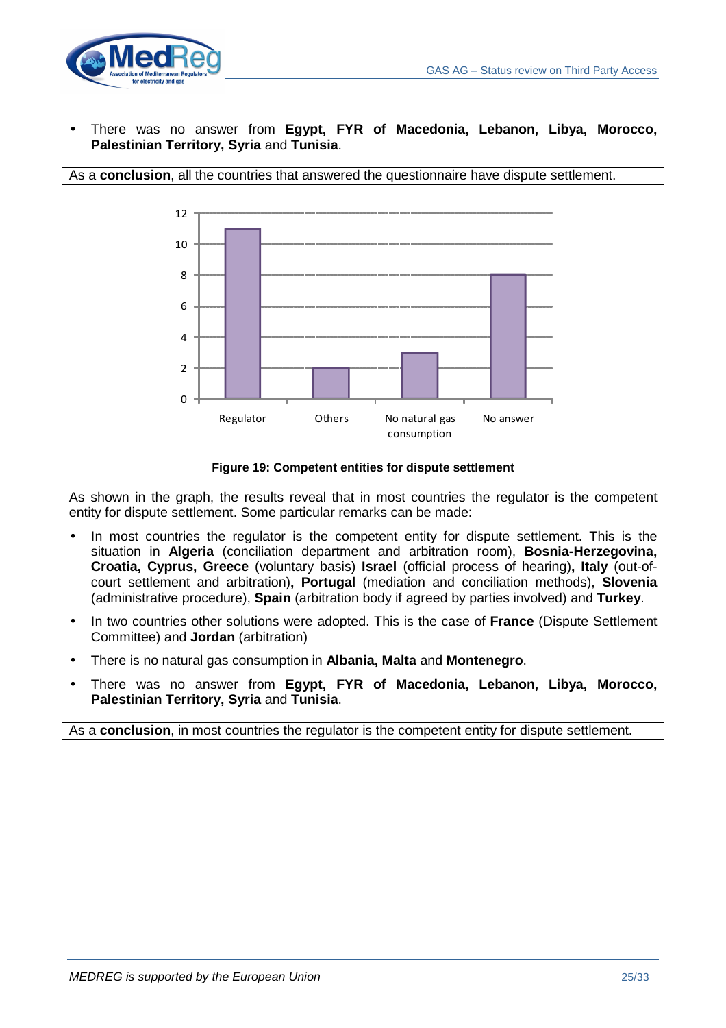- There was no answer from **Egypt, FYR of Macedonia, Lebanon, Libya, Morocco, Palestinian Territory, Syria** and **Tunisia**.

As a **conclusion**, all the countries that answered the questionnaire have dispute settlement.

**Figure 19: Competent entities for dispute settlement**

As shown in the graph, the results reveal that in most countries the regulator is the competent entity for dispute settlement. Some particular remarks can be made:

- In most countries the regulator is the competent entity for dispute settlement. This is the situation in **Algeria** (conciliation department and arbitration room), **Bosnia-Herzegovina, Croatia, Cyprus, Greece** (voluntary basis) **Israel** (official process of hearing)**, Italy** (out-of-court settlement and arbitration)**, Portugal** (mediation and conciliation methods), **Slovenia** (administrative procedure), **Spain** (arbitration body if agreed by parties involved) and **Turkey**.
- In two countries other solutions were adopted. This is the case of **France** (Dispute Settlement Committee) and **Jordan** (arbitration)
- There is no natural gas consumption in **Albania, Malta** and **Montenegro**.
- There was no answer from **Egypt, FYR of Macedonia, Lebanon, Libya, Morocco, Palestinian Territory, Syria** and **Tunisia**.

As a **conclusion**, in most countries the regulator is the competent entity for dispute settlement.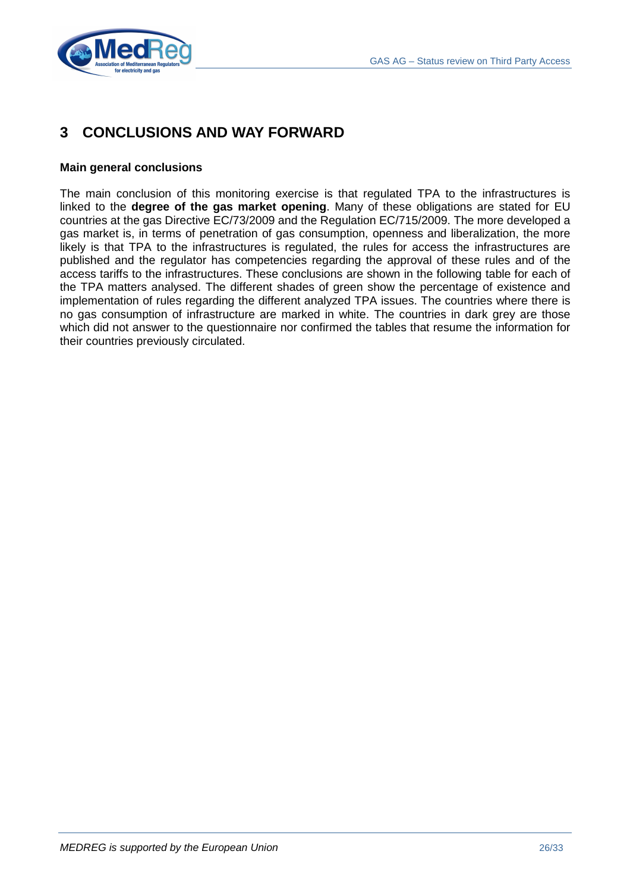# 3 CONCLUSIONS AND WAY FORWARD

**Main general conclusions**

The main conclusion of this monitoring exercise is that regulated TPA to the infrastructures is linked to the **degree of the gas market opening**. Many of these obligations are stated for EU countries at the gas Directive EC/73/2009 and the Regulation EC/715/2009. The more developed a gas market is, in terms of penetration of gas consumption, openness and liberalization, the more likely is that TPA to the infrastructures is regulated, the rules for access the infrastructures are published and the regulator has competencies regarding the approval of these rules and of the access tariffs to the infrastructures. These conclusions are shown in the following table for each of the TPA matters analysed. The different shades of green show the percentage of existence and implementation of rules regarding the different analyzed TPA issues. The countries where there is no gas consumption of infrastructure are marked in white. The countries in dark grey are those which did not answer to the questionnaire nor confirmed the tables that resume the information for their countries previously circulated.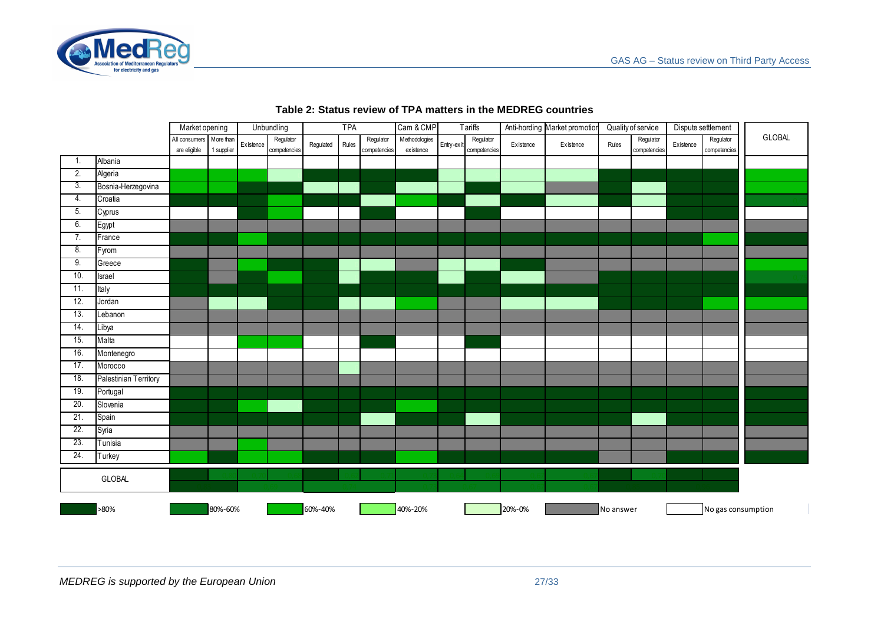**Table 2: Status review of TPA matters in the MEDREG countries**

| | | Market opening | | Unbundling | | TPA | | | Cam & CMP | Tariffs | | Anti-hording | Market promotion | Quality of service | | Dispute settlement | | GLOBAL |
|---|---|---|---|---|---|---|---|---|---|---|---|---|---|---|---|---|---|---|
| | | All consumers are eligible | More than 1 supplier | Existence | Regulator competencies | Regulated | Rules | Regulator competencies | Methodologies existence | Entry-exit | Regulator competencies | Existence | Existence | Rules | Regulator competencies | Existence | Regulator competencies | |
| 1. | Albania | No gas consumption | No gas consumption | No gas consumption | No gas consumption | No gas consumption | No gas consumption | No gas consumption | No gas consumption | No gas consumption | No gas consumption | No gas consumption | No gas consumption | No gas consumption | No gas consumption | No gas consumption | No gas consumption | No gas consumption |
| 2. | Algeria | 60%-40% | 60%-40% | 60%-40% | 20%-0% | >80% | >80% | >80% | >80% | 20%-0% | 20%-0% | 20%-0% | 20%-0% | >80% | >80% | >80% | >80% | 60%-40% |
| 3. | Bosnia-Herzegovina | 60%-40% | 60%-40% | >80% | >80% | 20%-0% | 20%-0% | >80% | 20%-0% | 20%-0% | >80% | 20%-0% | No answer | >80% | 20%-0% | >80% | >80% | 60%-40% |
| 4. | Croatia | >80% | >80% | >80% | 60%-40% | >80% | >80% | 20%-0% | 60%-40% | >80% | 20%-0% | >80% | 20%-0% | >80% | 20%-0% | >80% | >80% | 80%-60% |
| 5. | Cyprus | No gas consumption | No gas consumption | >80% | 60%-40% | No gas consumption | No gas consumption | >80% | No gas consumption | No gas consumption | >80% | No gas consumption | No gas consumption | No gas consumption | No gas consumption | >80% | >80% | No gas consumption |
| 6. | Egypt | No answer | No answer | No answer | No answer | No answer | No answer | No answer | No answer | No answer | No answer | No answer | No answer | No answer | No answer | No answer | No answer | No answer |
| 7. | France | >80% | >80% | 60%-40% | >80% | >80% | >80% | >80% | >80% | >80% | >80% | >80% | >80% | >80% | >80% | >80% | 60%-40% | >80% |
| 8. | Fyrom | No answer | No answer | No answer | No answer | No answer | No answer | No answer | No answer | No answer | No answer | No answer | No answer | No answer | No answer | No answer | No answer | No answer |
| 9. | Greece | >80% | No answer | 60%-40% | >80% | >80% | 20%-0% | 20%-0% | No answer | 20%-0% | 20%-0% | >80% | No answer | No answer | No answer | No answer | No answer | 60%-40% |
| 10. | Israel | >80% | No answer | >80% | 60%-40% | >80% | 20%-0% | >80% | >80% | 20%-0% | >80% | 20%-0% | No answer | >80% | >80% | >80% | >80% | 80%-60% |
| 11. | Italy | >80% | >80% | >80% | >80% | >80% | >80% | >80% | >80% | >80% | >80% | >80% | >80% | >80% | >80% | >80% | >80% | >80% |
| 12. | Jordan | No answer | 20%-0% | 20%-0% | >80% | >80% | 20%-0% | 20%-0% | 60%-40% | No answer | No answer | 20%-0% | 20%-0% | >80% | >80% | >80% | 60%-40% | 60%-40% |
| 13. | Lebanon | No answer | No answer | No answer | No answer | No answer | No answer | No answer | No answer | No answer | No answer | No answer | No answer | No answer | No answer | No answer | No answer | No answer |
| 14. | Libya | No answer | No answer | No answer | No answer | No answer | No answer | No answer | No answer | No answer | No answer | No answer | No answer | No answer | No answer | No answer | No answer | No answer |
| 15. | Malta | No gas consumption | No gas consumption | 60%-40% | 60%-40% | No gas consumption | No gas consumption | >80% | No gas consumption | No gas consumption | >80% | No gas consumption | No gas consumption | No gas consumption | No gas consumption | No gas consumption | No gas consumption | No gas consumption |
| 16. | Montenegro | No gas consumption | No gas consumption | No gas consumption | No gas consumption | No gas consumption | No gas consumption | No gas consumption | No gas consumption | No gas consumption | No gas consumption | No gas consumption | No gas consumption | No gas consumption | No gas consumption | No gas consumption | No gas consumption | No gas consumption |
| 17. | Morocco | No answer | No answer | No answer | No answer | No answer | 20%-0% | No answer | No answer | No answer | No answer | No answer | No answer | No answer | No answer | No answer | No answer | No answer |
| 18. | Palestinian Territory | No answer | No answer | No answer | No answer | No answer | No answer | No answer | No answer | No answer | No answer | No answer | No answer | No answer | No answer | No answer | No answer | No answer |
| 19. | Portugal | >80% | >80% | >80% | >80% | >80% | >80% | >80% | >80% | >80% | >80% | >80% | >80% | >80% | >80% | >80% | >80% | >80% |
| 20. | Slovenia | >80% | >80% | 60%-40% | 20%-0% | >80% | >80% | >80% | 60%-40% | >80% | >80% | >80% | >80% | >80% | >80% | >80% | >80% | >80% |
| 21. | Spain | >80% | >80% | >80% | >80% | >80% | >80% | 20%-0% | >80% | >80% | 20%-0% | >80% | >80% | >80% | 20%-0% | >80% | >80% | >80% |
| 22. | Syria | No answer | No answer | No answer | No answer | No answer | No answer | No answer | No answer | No answer | No answer | No answer | No answer | No answer | No answer | No answer | No answer | No answer |
| 23. | Tunisia | No answer | No answer | 60%-40% | No answer | No answer | No answer | No answer | No answer | No answer | No answer | No answer | No answer | No answer | No answer | No answer | No answer | No answer |
| 24. | Turkey | 60%-40% | >80% | 60%-40% | 60%-40% | >80% | >80% | >80% | 60%-40% | >80% | >80% | >80% | >80% | No answer | No answer | >80% | >80% | >80% |
| GLOBAL | | >80% | 80%-60% | 80%-60% | 80%-60% | >80% | 80%-60% | 80%-60% | 80%-60% | 80%-60% | 80%-60% | 80%-60% | 80%-60% | >80% | 80%-60% | >80% | >80% | |
| GLOBAL | | >80% | | 80%-60% | | 80%-60% | | | 80%-60% | 80%-60% | | 80%-60% | 80%-60% | >80% | | >80% | | |

Legend: >80% | 80%-60% | 60%-40% | 40%-20% | 20%-0% | No answer | No gas consumption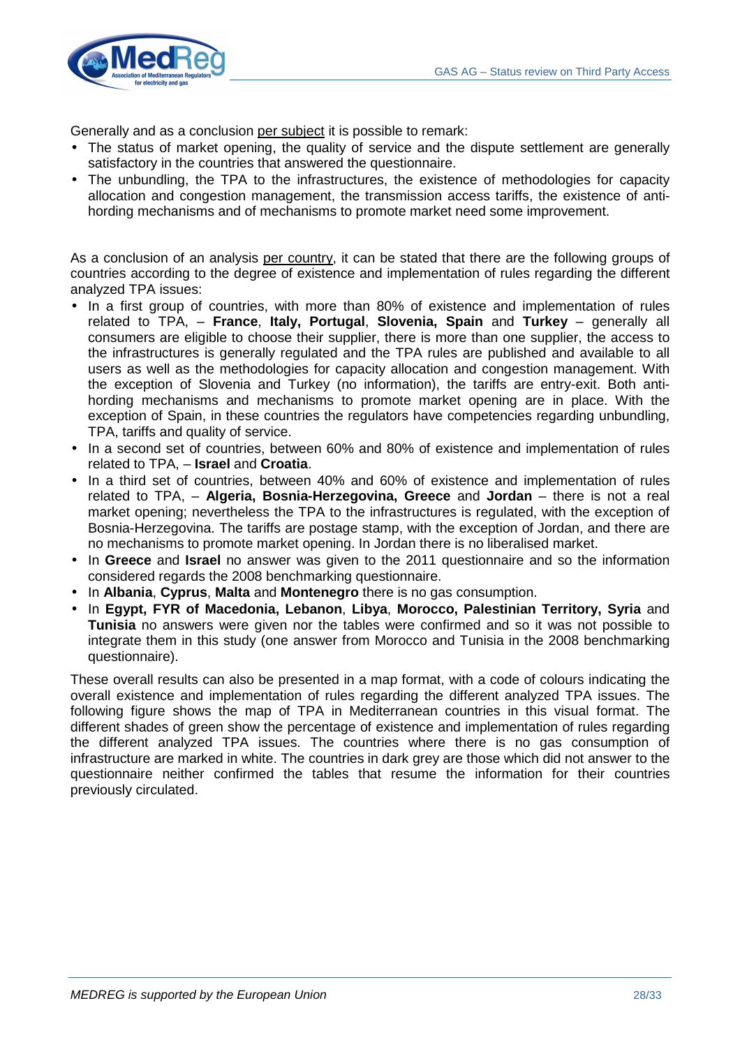Generally and as a conclusion per subject it is possible to remark:

- The status of market opening, the quality of service and the dispute settlement are generally satisfactory in the countries that answered the questionnaire.
- The unbundling, the TPA to the infrastructures, the existence of methodologies for capacity allocation and congestion management, the transmission access tariffs, the existence of anti-hording mechanisms and of mechanisms to promote market need some improvement.

As a conclusion of an analysis per country, it can be stated that there are the following groups of countries according to the degree of existence and implementation of rules regarding the different analyzed TPA issues:

- In a first group of countries, with more than 80% of existence and implementation of rules related to TPA, – **France**, **Italy, Portugal**, **Slovenia, Spain** and **Turkey** – generally all consumers are eligible to choose their supplier, there is more than one supplier, the access to the infrastructures is generally regulated and the TPA rules are published and available to all users as well as the methodologies for capacity allocation and congestion management. With the exception of Slovenia and Turkey (no information), the tariffs are entry-exit. Both anti-hording mechanisms and mechanisms to promote market opening are in place. With the exception of Spain, in these countries the regulators have competencies regarding unbundling, TPA, tariffs and quality of service.
- In a second set of countries, between 60% and 80% of existence and implementation of rules related to TPA, – **Israel** and **Croatia**.
- In a third set of countries, between 40% and 60% of existence and implementation of rules related to TPA, – **Algeria, Bosnia-Herzegovina, Greece** and **Jordan** – there is not a real market opening; nevertheless the TPA to the infrastructures is regulated, with the exception of Bosnia-Herzegovina. The tariffs are postage stamp, with the exception of Jordan, and there are no mechanisms to promote market opening. In Jordan there is no liberalised market.
- In **Greece** and **Israel** no answer was given to the 2011 questionnaire and so the information considered regards the 2008 benchmarking questionnaire.
- In **Albania**, **Cyprus**, **Malta** and **Montenegro** there is no gas consumption.
- In **Egypt, FYR of Macedonia, Lebanon**, **Libya**, **Morocco, Palestinian Territory, Syria** and **Tunisia** no answers were given nor the tables were confirmed and so it was not possible to integrate them in this study (one answer from Morocco and Tunisia in the 2008 benchmarking questionnaire).

These overall results can also be presented in a map format, with a code of colours indicating the overall existence and implementation of rules regarding the different analyzed TPA issues. The following figure shows the map of TPA in Mediterranean countries in this visual format. The different shades of green show the percentage of existence and implementation of rules regarding the different analyzed TPA issues. The countries where there is no gas consumption of infrastructure are marked in white. The countries in dark grey are those which did not answer to the questionnaire neither confirmed the tables that resume the information for their countries previously circulated.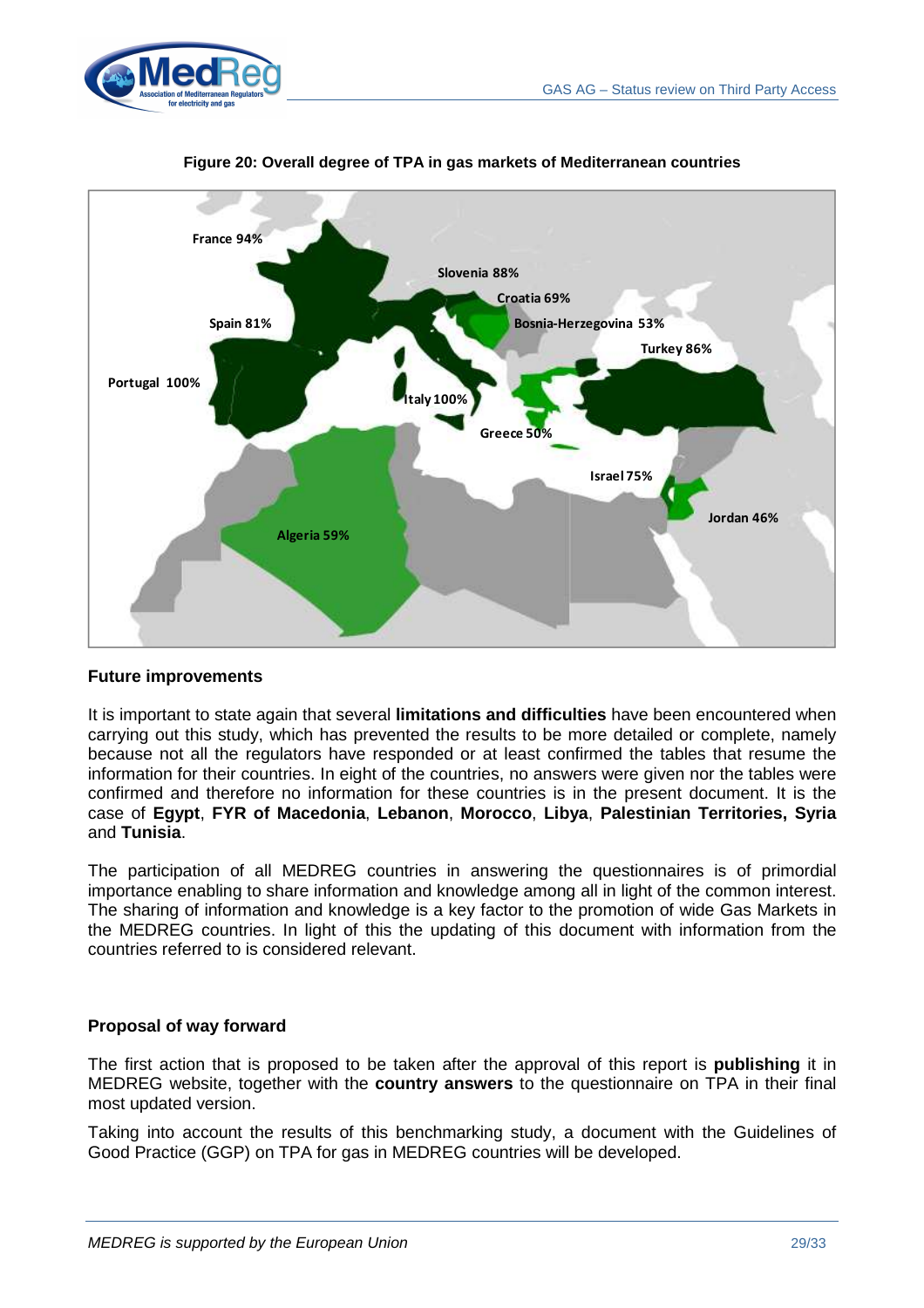**Figure 20: Overall degree of TPA in gas markets of Mediterranean countries**

France 94%
Slovenia 88%
Croatia 69%
Spain 81%
Bosnia-Herzegovina 53%
Turkey 86%
Portugal 100%
Italy 100%
Greece 50%
Israel 75%
Jordan 46%
Algeria 59%

### Future improvements

It is important to state again that several **limitations and difficulties** have been encountered when carrying out this study, which has prevented the results to be more detailed or complete, namely because not all the regulators have responded or at least confirmed the tables that resume the information for their countries. In eight of the countries, no answers were given nor the tables were confirmed and therefore no information for these countries is in the present document. It is the case of **Egypt**, **FYR of Macedonia**, **Lebanon**, **Morocco**, **Libya**, **Palestinian Territories, Syria** and **Tunisia**.

The participation of all MEDREG countries in answering the questionnaires is of primordial importance enabling to share information and knowledge among all in light of the common interest. The sharing of information and knowledge is a key factor to the promotion of wide Gas Markets in the MEDREG countries. In light of this the updating of this document with information from the countries referred to is considered relevant.

### Proposal of way forward

The first action that is proposed to be taken after the approval of this report is **publishing** it in MEDREG website, together with the **country answers** to the questionnaire on TPA in their final most updated version.

Taking into account the results of this benchmarking study, a document with the Guidelines of Good Practice (GGP) on TPA for gas in MEDREG countries will be developed.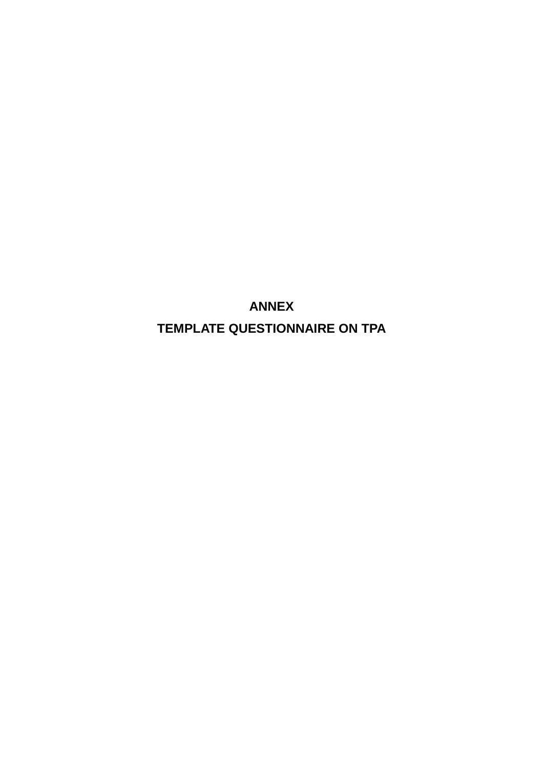# ANNEX

# TEMPLATE QUESTIONNAIRE ON TPA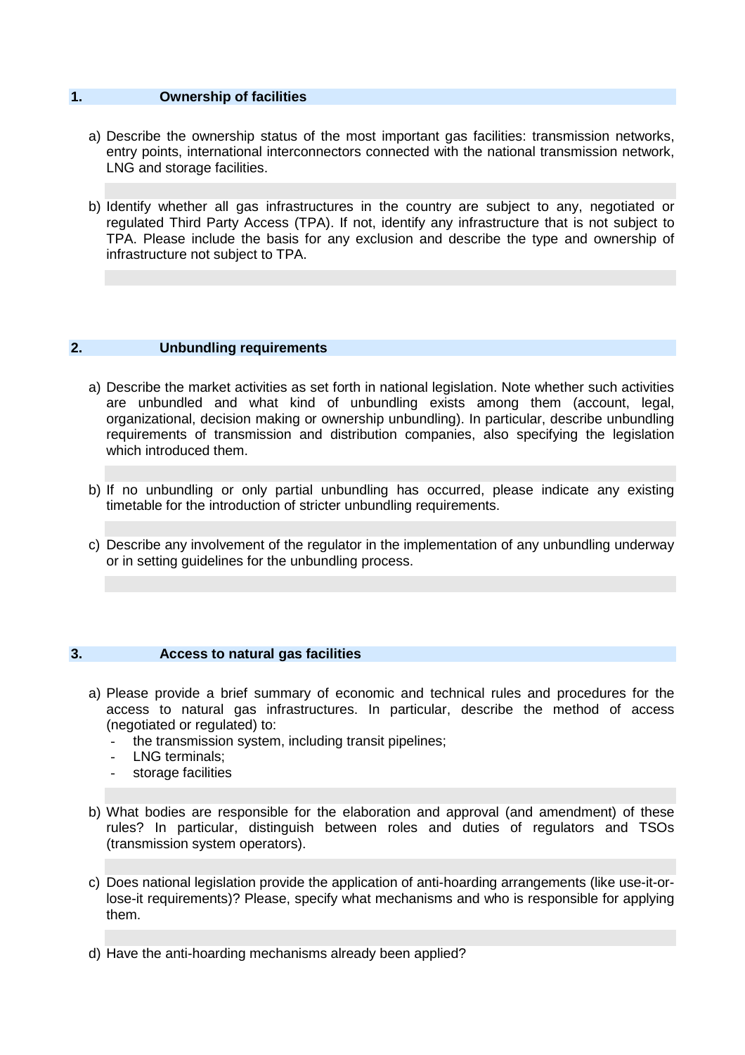## 1. Ownership of facilities

a) Describe the ownership status of the most important gas facilities: transmission networks, entry points, international interconnectors connected with the national transmission network, LNG and storage facilities.

b) Identify whether all gas infrastructures in the country are subject to any, negotiated or regulated Third Party Access (TPA). If not, identify any infrastructure that is not subject to TPA. Please include the basis for any exclusion and describe the type and ownership of infrastructure not subject to TPA.

## 2. Unbundling requirements

a) Describe the market activities as set forth in national legislation. Note whether such activities are unbundled and what kind of unbundling exists among them (account, legal, organizational, decision making or ownership unbundling). In particular, describe unbundling requirements of transmission and distribution companies, also specifying the legislation which introduced them.

b) If no unbundling or only partial unbundling has occurred, please indicate any existing timetable for the introduction of stricter unbundling requirements.

c) Describe any involvement of the regulator in the implementation of any unbundling underway or in setting guidelines for the unbundling process.

## 3. Access to natural gas facilities

a) Please provide a brief summary of economic and technical rules and procedures for the access to natural gas infrastructures. In particular, describe the method of access (negotiated or regulated) to:
- the transmission system, including transit pipelines;
- LNG terminals;
- storage facilities

b) What bodies are responsible for the elaboration and approval (and amendment) of these rules? In particular, distinguish between roles and duties of regulators and TSOs (transmission system operators).

c) Does national legislation provide the application of anti-hoarding arrangements (like use-it-or-lose-it requirements)? Please, specify what mechanisms and who is responsible for applying them.

d) Have the anti-hoarding mechanisms already been applied?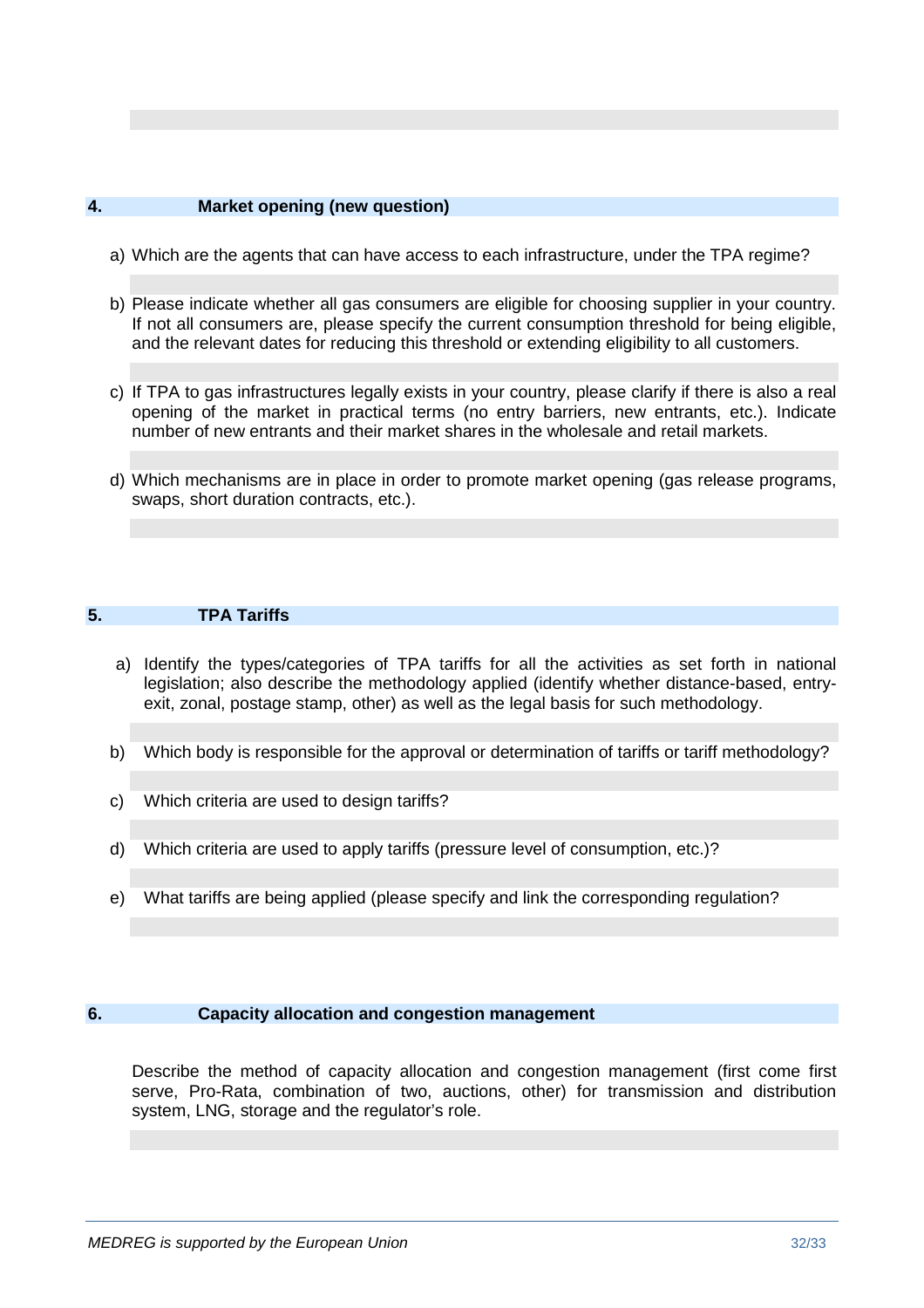## 4. Market opening (new question)

a) Which are the agents that can have access to each infrastructure, under the TPA regime?

b) Please indicate whether all gas consumers are eligible for choosing supplier in your country. If not all consumers are, please specify the current consumption threshold for being eligible, and the relevant dates for reducing this threshold or extending eligibility to all customers.

c) If TPA to gas infrastructures legally exists in your country, please clarify if there is also a real opening of the market in practical terms (no entry barriers, new entrants, etc.). Indicate number of new entrants and their market shares in the wholesale and retail markets.

d) Which mechanisms are in place in order to promote market opening (gas release programs, swaps, short duration contracts, etc.).

## 5. TPA Tariffs

a) Identify the types/categories of TPA tariffs for all the activities as set forth in national legislation; also describe the methodology applied (identify whether distance-based, entry-exit, zonal, postage stamp, other) as well as the legal basis for such methodology.

b) Which body is responsible for the approval or determination of tariffs or tariff methodology?

c) Which criteria are used to design tariffs?

d) Which criteria are used to apply tariffs (pressure level of consumption, etc.)?

e) What tariffs are being applied (please specify and link the corresponding regulation?

## 6. Capacity allocation and congestion management

Describe the method of capacity allocation and congestion management (first come first serve, Pro-Rata, combination of two, auctions, other) for transmission and distribution system, LNG, storage and the regulator's role.

*MEDREG is supported by the European Union*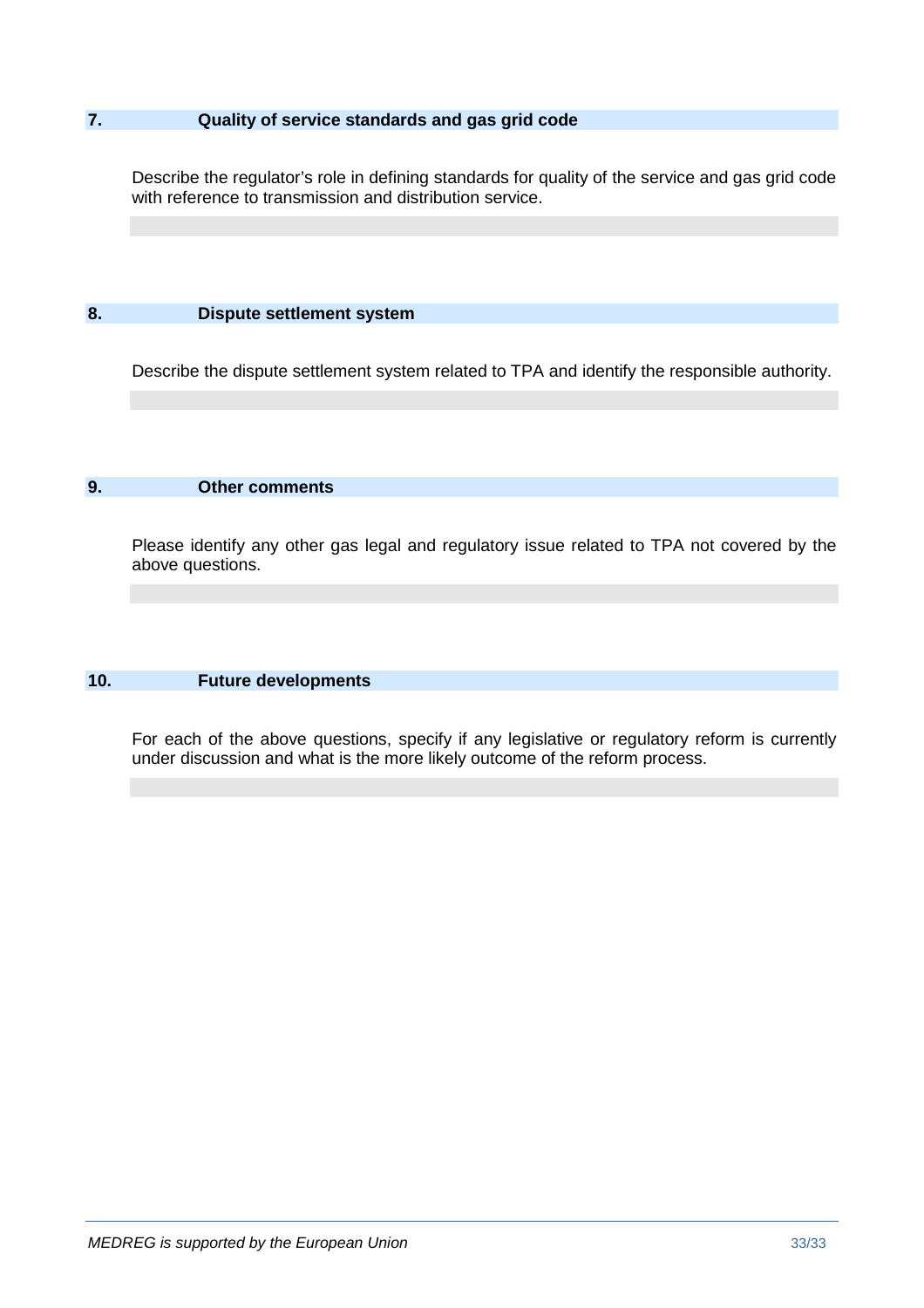## 7. Quality of service standards and gas grid code

Describe the regulator's role in defining standards for quality of the service and gas grid code with reference to transmission and distribution service.

## 8. Dispute settlement system

Describe the dispute settlement system related to TPA and identify the responsible authority.

## 9. Other comments

Please identify any other gas legal and regulatory issue related to TPA not covered by the above questions.

## 10. Future developments

For each of the above questions, specify if any legislative or regulatory reform is currently under discussion and what is the more likely outcome of the reform process.